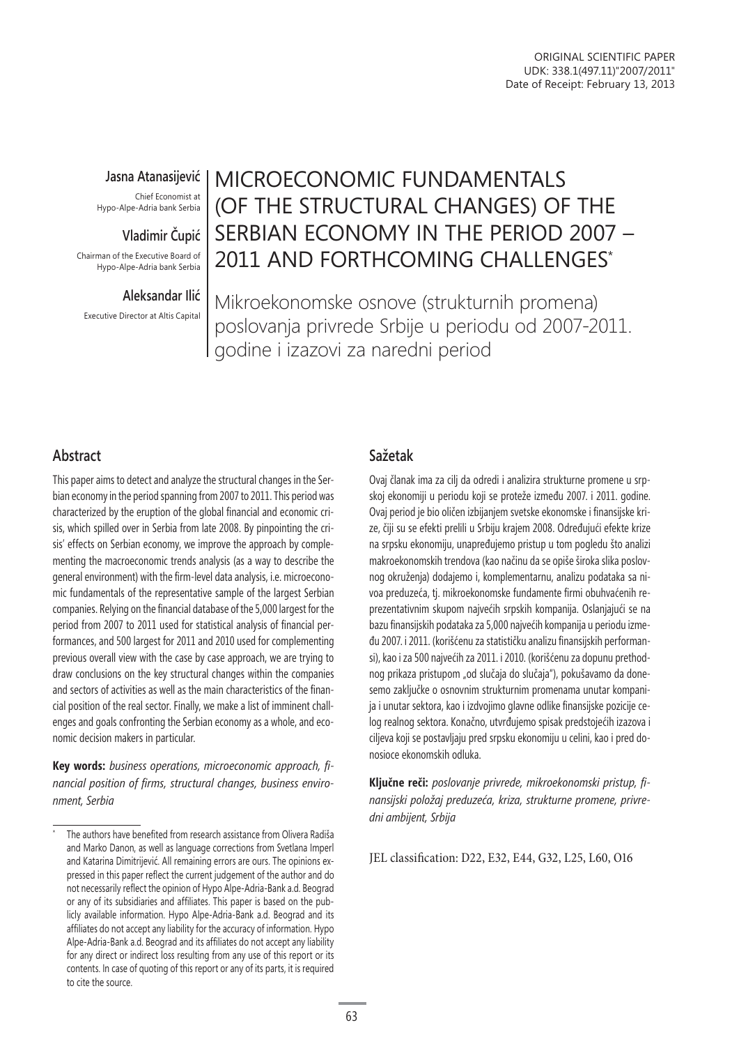ORIGINAL SCIENTIFIC PAPER
UDK: 338.1(497.11)"2007/2011"
Date of Receipt: February 13, 2013

**Jasna Atanasijević**
Chief Economist at Hypo-Alpe-Adria bank Serbia

**Vladimir Čupić**
Chairman of the Executive Board of Hypo-Alpe-Adria bank Serbia

**Aleksandar Ilić**
Executive Director at Altis Capital

# MICROECONOMIC FUNDAMENTALS (OF THE STRUCTURAL CHANGES) OF THE SERBIAN ECONOMY IN THE PERIOD 2007 – 2011 AND FORTHCOMING CHALLENGES*

Mikroekonomske osnove (strukturnih promena) poslovanja privrede Srbije u periodu od 2007-2011. godine i izazovi za naredni period

## Abstract

This paper aims to detect and analyze the structural changes in the Serbian economy in the period spanning from 2007 to 2011. This period was characterized by the eruption of the global financial and economic crisis, which spilled over in Serbia from late 2008. By pinpointing the crisis' effects on Serbian economy, we improve the approach by complementing the macroeconomic trends analysis (as a way to describe the general environment) with the firm-level data analysis, i.e. microeconomic fundamentals of the representative sample of the largest Serbian companies. Relying on the financial database of the 5,000 largest for the period from 2007 to 2011 used for statistical analysis of financial performances, and 500 largest for 2011 and 2010 used for complementing previous overall view with the case by case approach, we are trying to draw conclusions on the key structural changes within the companies and sectors of activities as well as the main characteristics of the financial position of the real sector. Finally, we make a list of imminent challenges and goals confronting the Serbian economy as a whole, and economic decision makers in particular.

**Key words:** *business operations, microeconomic approach, financial position of firms, structural changes, business environment, Serbia*

## Sažetak

Ovaj članak ima za cilj da odredi i analizira strukturne promene u srpskoj ekonomiji u periodu koji se proteže između 2007. i 2011. godine. Ovaj period je bio oličen izbijanjem svetske ekonomske i finansijske krize, čiji su se efekti prelili u Srbiju krajem 2008. Određujući efekte krize na srpsku ekonomiju, unapređujemo pristup u tom pogledu što analizi makroekonomskih trendova (kao načinu da se opiše široka slika poslovnog okruženja) dodajemo i, komplementarnu, analizu podataka sa nivoa preduzeća, tj. mikroekonomske fundamente firmi obuhvaćenih reprezentativnim skupom najvećih srpskih kompanija. Oslanjajući se na bazu finansijskih podataka za 5,000 najvećih kompanija u periodu između 2007. i 2011. (korišćenu za statističku analizu finansijskih performansi), kao i za 500 najvećih za 2011. i 2010. (korišćenu za dopunu prethodnog prikaza pristupom „od slučaja do slučaja"), pokušavamo da donesemo zaključke o osnovnim strukturnim promenama unutar kompanija i unutar sektora, kao i izdvojimo glavne odlike finansijske pozicije celog realnog sektora. Konačno, utvrđujemo spisak predstojećih izazova i ciljeva koji se postavljaju pred srpsku ekonomiju u celini, kao i pred donosioce ekonomskih odluka.

**Ključne reči:** *poslovanje privrede, mikroekonomski pristup, finansijski položaj preduzeća, kriza, strukturne promene, privredni ambijent, Srbija*

JEL classification: D22, E32, E44, G32, L25, L60, O16

---

\* The authors have benefited from research assistance from Olivera Radiša and Marko Danon, as well as language corrections from Svetlana Imperl and Katarina Dimitrijević. All remaining errors are ours. The opinions expressed in this paper reflect the current judgement of the author and do not necessarily reflect the opinion of Hypo Alpe-Adria-Bank a.d. Beograd or any of its subsidiaries and affiliates. This paper is based on the publicly available information. Hypo Alpe-Adria-Bank a.d. Beograd and its affiliates do not accept any liability for the accuracy of information. Hypo Alpe-Adria-Bank a.d. Beograd and its affiliates do not accept any liability for any direct or indirect loss resulting from any use of this report or its contents. In case of quoting of this report or any of its parts, it is required to cite the source.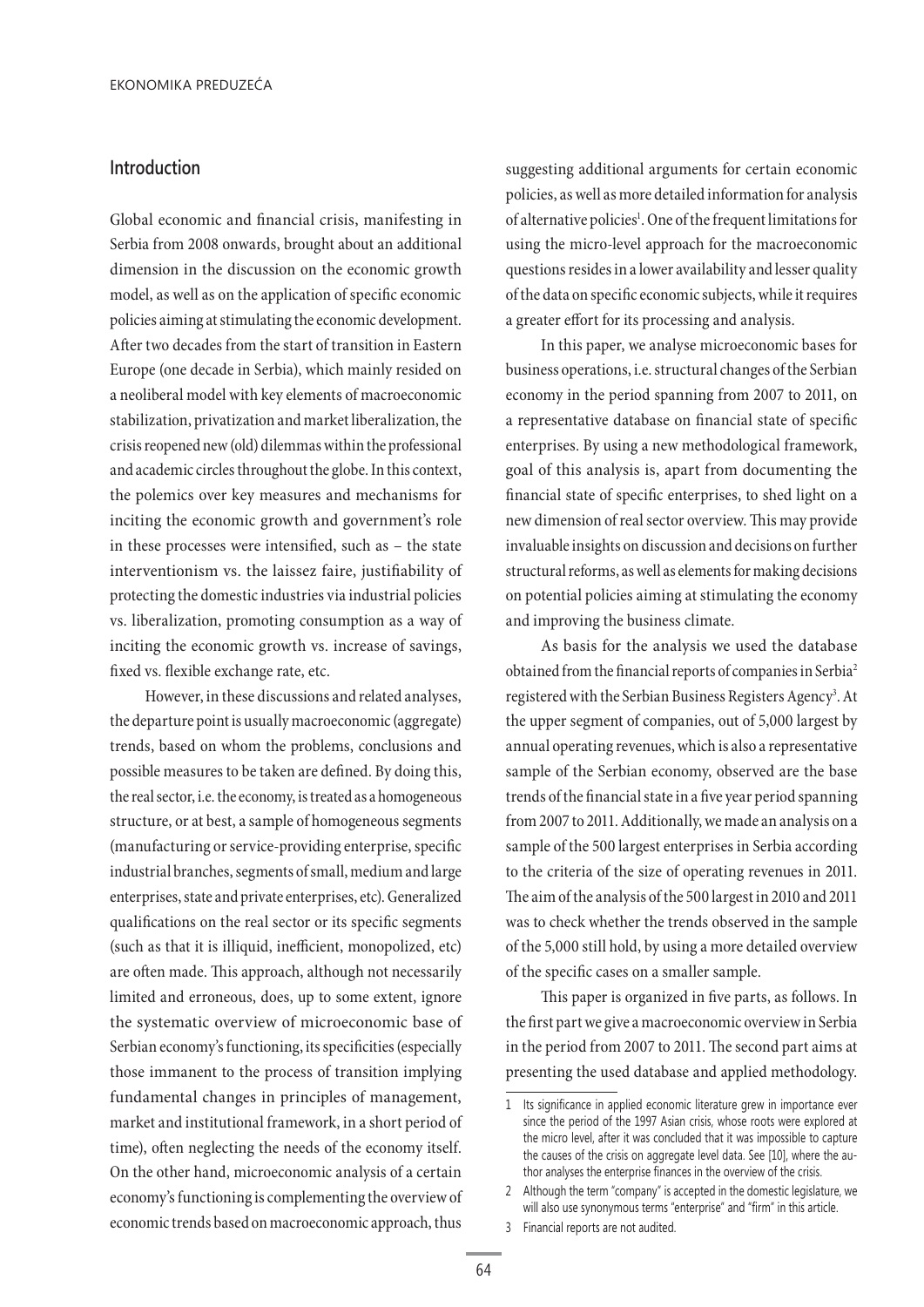## Introduction

Global economic and financial crisis, manifesting in Serbia from 2008 onwards, brought about an additional dimension in the discussion on the economic growth model, as well as on the application of specific economic policies aiming at stimulating the economic development. After two decades from the start of transition in Eastern Europe (one decade in Serbia), which mainly resided on a neoliberal model with key elements of macroeconomic stabilization, privatization and market liberalization, the crisis reopened new (old) dilemmas within the professional and academic circles throughout the globe. In this context, the polemics over key measures and mechanisms for inciting the economic growth and government's role in these processes were intensified, such as – the state interventionism vs. the laissez faire, justifiability of protecting the domestic industries via industrial policies vs. liberalization, promoting consumption as a way of inciting the economic growth vs. increase of savings, fixed vs. flexible exchange rate, etc.

However, in these discussions and related analyses, the departure point is usually macroeconomic (aggregate) trends, based on whom the problems, conclusions and possible measures to be taken are defined. By doing this, the real sector, i.e. the economy, is treated as a homogeneous structure, or at best, a sample of homogeneous segments (manufacturing or service-providing enterprise, specific industrial branches, segments of small, medium and large enterprises, state and private enterprises, etc). Generalized qualifications on the real sector or its specific segments (such as that it is illiquid, inefficient, monopolized, etc) are often made. This approach, although not necessarily limited and erroneous, does, up to some extent, ignore the systematic overview of microeconomic base of Serbian economy's functioning, its specificities (especially those immanent to the process of transition implying fundamental changes in principles of management, market and institutional framework, in a short period of time), often neglecting the needs of the economy itself. On the other hand, microeconomic analysis of a certain economy's functioning is complementing the overview of economic trends based on macroeconomic approach, thus suggesting additional arguments for certain economic policies, as well as more detailed information for analysis of alternative policies[1]. One of the frequent limitations for using the micro-level approach for the macroeconomic questions resides in a lower availability and lesser quality of the data on specific economic subjects, while it requires a greater effort for its processing and analysis.

In this paper, we analyse microeconomic bases for business operations, i.e. structural changes of the Serbian economy in the period spanning from 2007 to 2011, on a representative database on financial state of specific enterprises. By using a new methodological framework, goal of this analysis is, apart from documenting the financial state of specific enterprises, to shed light on a new dimension of real sector overview. This may provide invaluable insights on discussion and decisions on further structural reforms, as well as elements for making decisions on potential policies aiming at stimulating the economy and improving the business climate.

As basis for the analysis we used the database obtained from the financial reports of companies in Serbia[2] registered with the Serbian Business Registers Agency[3]. At the upper segment of companies, out of 5,000 largest by annual operating revenues, which is also a representative sample of the Serbian economy, observed are the base trends of the financial state in a five year period spanning from 2007 to 2011. Additionally, we made an analysis on a sample of the 500 largest enterprises in Serbia according to the criteria of the size of operating revenues in 2011. The aim of the analysis of the 500 largest in 2010 and 2011 was to check whether the trends observed in the sample of the 5,000 still hold, by using a more detailed overview of the specific cases on a smaller sample.

This paper is organized in five parts, as follows. In the first part we give a macroeconomic overview in Serbia in the period from 2007 to 2011. The second part aims at presenting the used database and applied methodology.

---

1 Its significance in applied economic literature grew in importance ever since the period of the 1997 Asian crisis, whose roots were explored at the micro level, after it was concluded that it was impossible to capture the causes of the crisis on aggregate level data. See [10], where the author analyses the enterprise finances in the overview of the crisis.

2 Although the term "company" is accepted in the domestic legislature, we will also use synonymous terms "enterprise" and "firm" in this article.

3 Financial reports are not audited.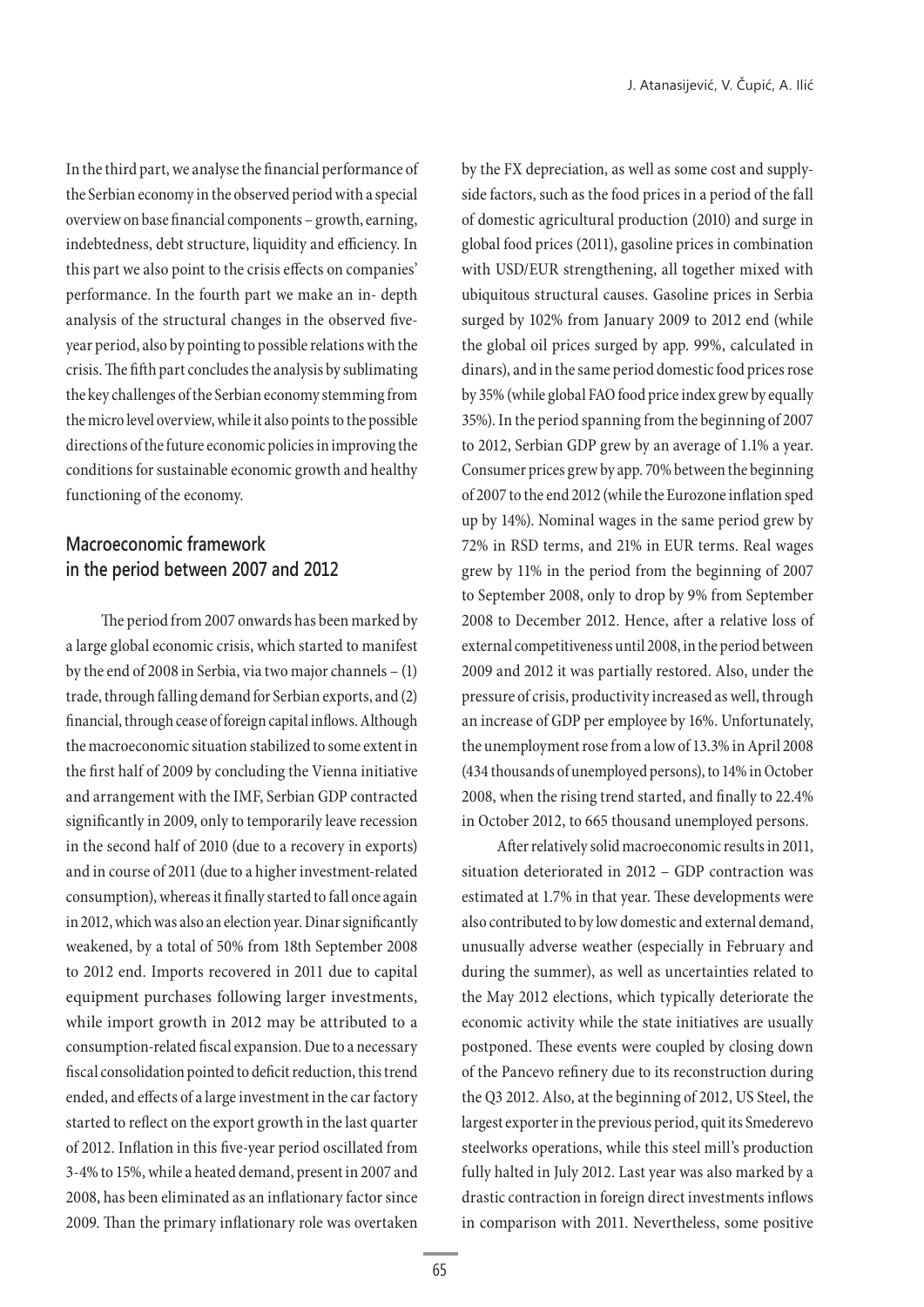In the third part, we analyse the financial performance of the Serbian economy in the observed period with a special overview on base financial components – growth, earning, indebtedness, debt structure, liquidity and efficiency. In this part we also point to the crisis effects on companies' performance. In the fourth part we make an in- depth analysis of the structural changes in the observed five-year period, also by pointing to possible relations with the crisis. The fifth part concludes the analysis by sublimating the key challenges of the Serbian economy stemming from the micro level overview, while it also points to the possible directions of the future economic policies in improving the conditions for sustainable economic growth and healthy functioning of the economy.

## Macroeconomic framework in the period between 2007 and 2012

The period from 2007 onwards has been marked by a large global economic crisis, which started to manifest by the end of 2008 in Serbia, via two major channels – (1) trade, through falling demand for Serbian exports, and (2) financial, through cease of foreign capital inflows. Although the macroeconomic situation stabilized to some extent in the first half of 2009 by concluding the Vienna initiative and arrangement with the IMF, Serbian GDP contracted significantly in 2009, only to temporarily leave recession in the second half of 2010 (due to a recovery in exports) and in course of 2011 (due to a higher investment-related consumption), whereas it finally started to fall once again in 2012, which was also an election year. Dinar significantly weakened, by a total of 50% from 18th September 2008 to 2012 end. Imports recovered in 2011 due to capital equipment purchases following larger investments, while import growth in 2012 may be attributed to a consumption-related fiscal expansion. Due to a necessary fiscal consolidation pointed to deficit reduction, this trend ended, and effects of a large investment in the car factory started to reflect on the export growth in the last quarter of 2012. Inflation in this five-year period oscillated from 3-4% to 15%, while a heated demand, present in 2007 and 2008, has been eliminated as an inflationary factor since 2009. Than the primary inflationary role was overtaken by the FX depreciation, as well as some cost and supply-side factors, such as the food prices in a period of the fall of domestic agricultural production (2010) and surge in global food prices (2011), gasoline prices in combination with USD/EUR strengthening, all together mixed with ubiquitous structural causes. Gasoline prices in Serbia surged by 102% from January 2009 to 2012 end (while the global oil prices surged by app. 99%, calculated in dinars), and in the same period domestic food prices rose by 35% (while global FAO food price index grew by equally 35%). In the period spanning from the beginning of 2007 to 2012, Serbian GDP grew by an average of 1.1% a year. Consumer prices grew by app. 70% between the beginning of 2007 to the end 2012 (while the Eurozone inflation sped up by 14%). Nominal wages in the same period grew by 72% in RSD terms, and 21% in EUR terms. Real wages grew by 11% in the period from the beginning of 2007 to September 2008, only to drop by 9% from September 2008 to December 2012. Hence, after a relative loss of external competitiveness until 2008, in the period between 2009 and 2012 it was partially restored. Also, under the pressure of crisis, productivity increased as well, through an increase of GDP per employee by 16%. Unfortunately, the unemployment rose from a low of 13.3% in April 2008 (434 thousands of unemployed persons), to 14% in October 2008, when the rising trend started, and finally to 22.4% in October 2012, to 665 thousand unemployed persons.

After relatively solid macroeconomic results in 2011, situation deteriorated in 2012 – GDP contraction was estimated at 1.7% in that year. These developments were also contributed to by low domestic and external demand, unusually adverse weather (especially in February and during the summer), as well as uncertainties related to the May 2012 elections, which typically deteriorate the economic activity while the state initiatives are usually postponed. These events were coupled by closing down of the Pancevo refinery due to its reconstruction during the Q3 2012. Also, at the beginning of 2012, US Steel, the largest exporter in the previous period, quit its Smederevo steelworks operations, while this steel mill's production fully halted in July 2012. Last year was also marked by a drastic contraction in foreign direct investments inflows in comparison with 2011. Nevertheless, some positive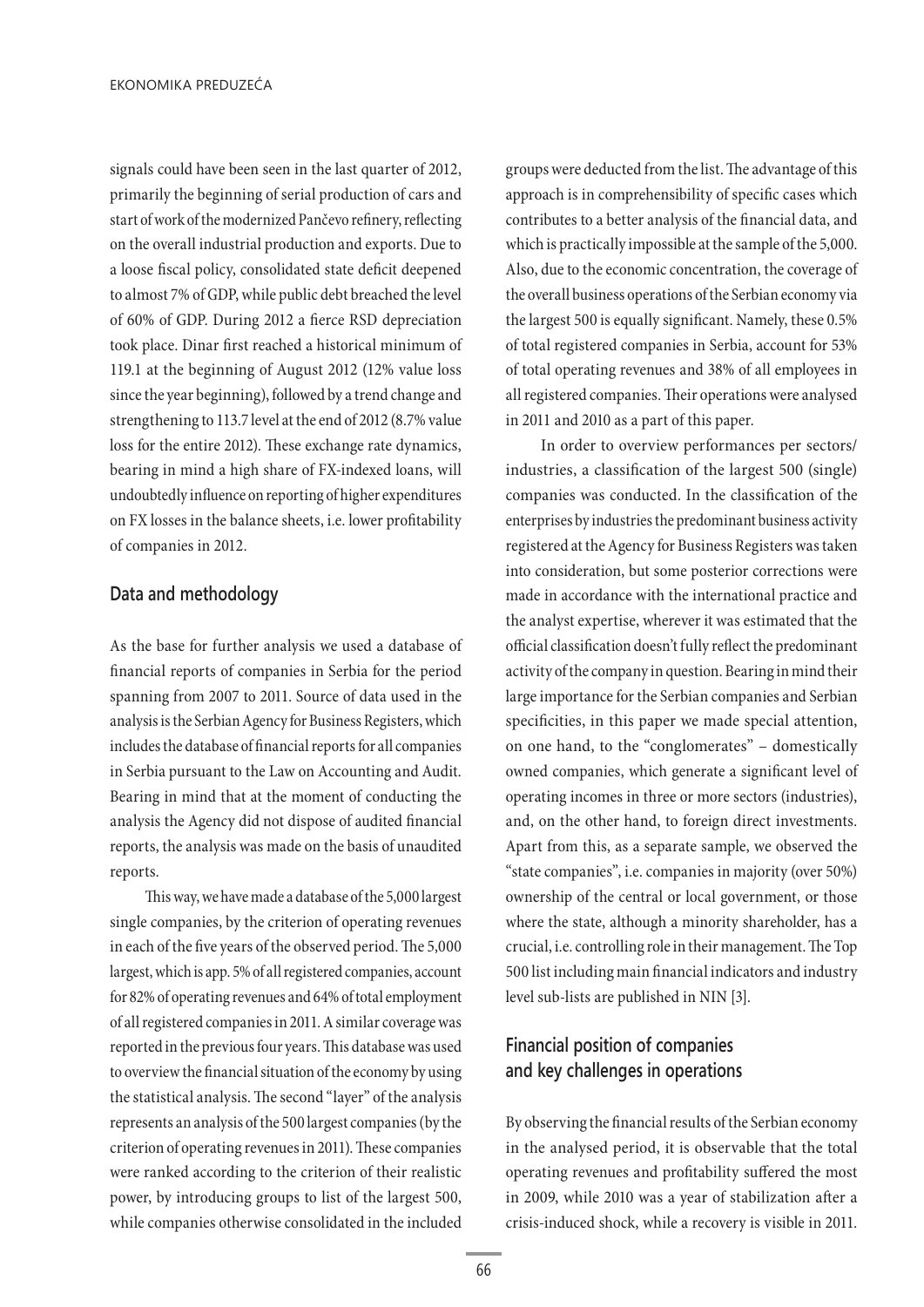signals could have been seen in the last quarter of 2012, primarily the beginning of serial production of cars and start of work of the modernized Pančevo refinery, reflecting on the overall industrial production and exports. Due to a loose fiscal policy, consolidated state deficit deepened to almost 7% of GDP, while public debt breached the level of 60% of GDP. During 2012 a fierce RSD depreciation took place. Dinar first reached a historical minimum of 119.1 at the beginning of August 2012 (12% value loss since the year beginning), followed by a trend change and strengthening to 113.7 level at the end of 2012 (8.7% value loss for the entire 2012). These exchange rate dynamics, bearing in mind a high share of FX-indexed loans, will undoubtedly influence on reporting of higher expenditures on FX losses in the balance sheets, i.e. lower profitability of companies in 2012.

## Data and methodology

As the base for further analysis we used a database of financial reports of companies in Serbia for the period spanning from 2007 to 2011. Source of data used in the analysis is the Serbian Agency for Business Registers, which includes the database of financial reports for all companies in Serbia pursuant to the Law on Accounting and Audit. Bearing in mind that at the moment of conducting the analysis the Agency did not dispose of audited financial reports, the analysis was made on the basis of unaudited reports.

This way, we have made a database of the 5,000 largest single companies, by the criterion of operating revenues in each of the five years of the observed period. The 5,000 largest, which is app. 5% of all registered companies, account for 82% of operating revenues and 64% of total employment of all registered companies in 2011. A similar coverage was reported in the previous four years. This database was used to overview the financial situation of the economy by using the statistical analysis. The second "layer" of the analysis represents an analysis of the 500 largest companies (by the criterion of operating revenues in 2011). These companies were ranked according to the criterion of their realistic power, by introducing groups to list of the largest 500, while companies otherwise consolidated in the included groups were deducted from the list. The advantage of this approach is in comprehensibility of specific cases which contributes to a better analysis of the financial data, and which is practically impossible at the sample of the 5,000. Also, due to the economic concentration, the coverage of the overall business operations of the Serbian economy via the largest 500 is equally significant. Namely, these 0.5% of total registered companies in Serbia, account for 53% of total operating revenues and 38% of all employees in all registered companies. Their operations were analysed in 2011 and 2010 as a part of this paper.

In order to overview performances per sectors/industries, a classification of the largest 500 (single) companies was conducted. In the classification of the enterprises by industries the predominant business activity registered at the Agency for Business Registers was taken into consideration, but some posterior corrections were made in accordance with the international practice and the analyst expertise, wherever it was estimated that the official classification doesn't fully reflect the predominant activity of the company in question. Bearing in mind their large importance for the Serbian companies and Serbian specificities, in this paper we made special attention, on one hand, to the "conglomerates" – domestically owned companies, which generate a significant level of operating incomes in three or more sectors (industries), and, on the other hand, to foreign direct investments. Apart from this, as a separate sample, we observed the "state companies", i.e. companies in majority (over 50%) ownership of the central or local government, or those where the state, although a minority shareholder, has a crucial, i.e. controlling role in their management. The Top 500 list including main financial indicators and industry level sub-lists are published in NIN [3].

## Financial position of companies and key challenges in operations

By observing the financial results of the Serbian economy in the analysed period, it is observable that the total operating revenues and profitability suffered the most in 2009, while 2010 was a year of stabilization after a crisis-induced shock, while a recovery is visible in 2011.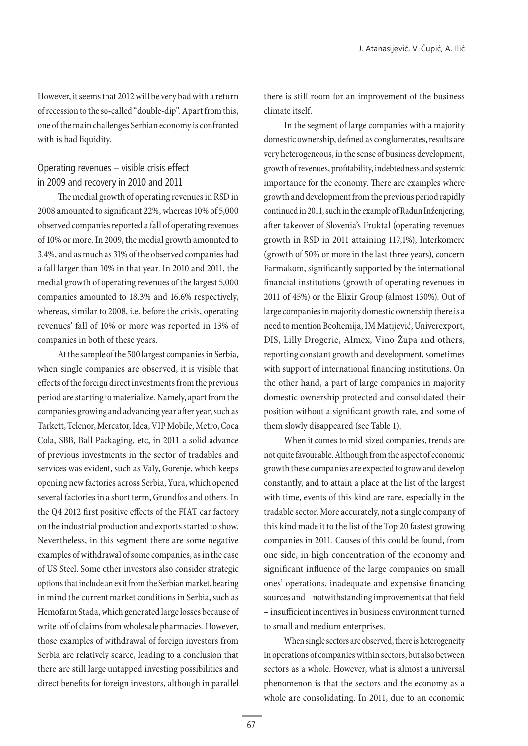However, it seems that 2012 will be very bad with a return of recession to the so-called "double-dip". Apart from this, one of the main challenges Serbian economy is confronted with is bad liquidity.

## Operating revenues – visible crisis effect in 2009 and recovery in 2010 and 2011

The medial growth of operating revenues in RSD in 2008 amounted to significant 22%, whereas 10% of 5,000 observed companies reported a fall of operating revenues of 10% or more. In 2009, the medial growth amounted to 3.4%, and as much as 31% of the observed companies had a fall larger than 10% in that year. In 2010 and 2011, the medial growth of operating revenues of the largest 5,000 companies amounted to 18.3% and 16.6% respectively, whereas, similar to 2008, i.e. before the crisis, operating revenues' fall of 10% or more was reported in 13% of companies in both of these years.

At the sample of the 500 largest companies in Serbia, when single companies are observed, it is visible that effects of the foreign direct investments from the previous period are starting to materialize. Namely, apart from the companies growing and advancing year after year, such as Tarkett, Telenor, Mercator, Idea, VIP Mobile, Metro, Coca Cola, SBB, Ball Packaging, etc, in 2011 a solid advance of previous investments in the sector of tradables and services was evident, such as Valy, Gorenje, which keeps opening new factories across Serbia, Yura, which opened several factories in a short term, Grundfos and others. In the Q4 2012 first positive effects of the FIAT car factory on the industrial production and exports started to show. Nevertheless, in this segment there are some negative examples of withdrawal of some companies, as in the case of US Steel. Some other investors also consider strategic options that include an exit from the Serbian market, bearing in mind the current market conditions in Serbia, such as Hemofarm Stada, which generated large losses because of write-off of claims from wholesale pharmacies. However, those examples of withdrawal of foreign investors from Serbia are relatively scarce, leading to a conclusion that there are still large untapped investing possibilities and direct benefits for foreign investors, although in parallel there is still room for an improvement of the business climate itself.

In the segment of large companies with a majority domestic ownership, defined as conglomerates, results are very heterogeneous, in the sense of business development, growth of revenues, profitability, indebtedness and systemic importance for the economy. There are examples where growth and development from the previous period rapidly continued in 2011, such in the example of Radun Inženjering, after takeover of Slovenia's Fruktal (operating revenues growth in RSD in 2011 attaining 117,1%), Interkomerc (growth of 50% or more in the last three years), concern Farmakom, significantly supported by the international financial institutions (growth of operating revenues in 2011 of 45%) or the Elixir Group (almost 130%). Out of large companies in majority domestic ownership there is a need to mention Beohemija, IM Matijević, Univerexport, DIS, Lilly Drogerie, Almex, Vino Župa and others, reporting constant growth and development, sometimes with support of international financing institutions. On the other hand, a part of large companies in majority domestic ownership protected and consolidated their position without a significant growth rate, and some of them slowly disappeared (see Table 1).

When it comes to mid-sized companies, trends are not quite favourable. Although from the aspect of economic growth these companies are expected to grow and develop constantly, and to attain a place at the list of the largest with time, events of this kind are rare, especially in the tradable sector. More accurately, not a single company of this kind made it to the list of the Top 20 fastest growing companies in 2011. Causes of this could be found, from one side, in high concentration of the economy and significant influence of the large companies on small ones' operations, inadequate and expensive financing sources and – notwithstanding improvements at that field – insufficient incentives in business environment turned to small and medium enterprises.

When single sectors are observed, there is heterogeneity in operations of companies within sectors, but also between sectors as a whole. However, what is almost a universal phenomenon is that the sectors and the economy as a whole are consolidating. In 2011, due to an economic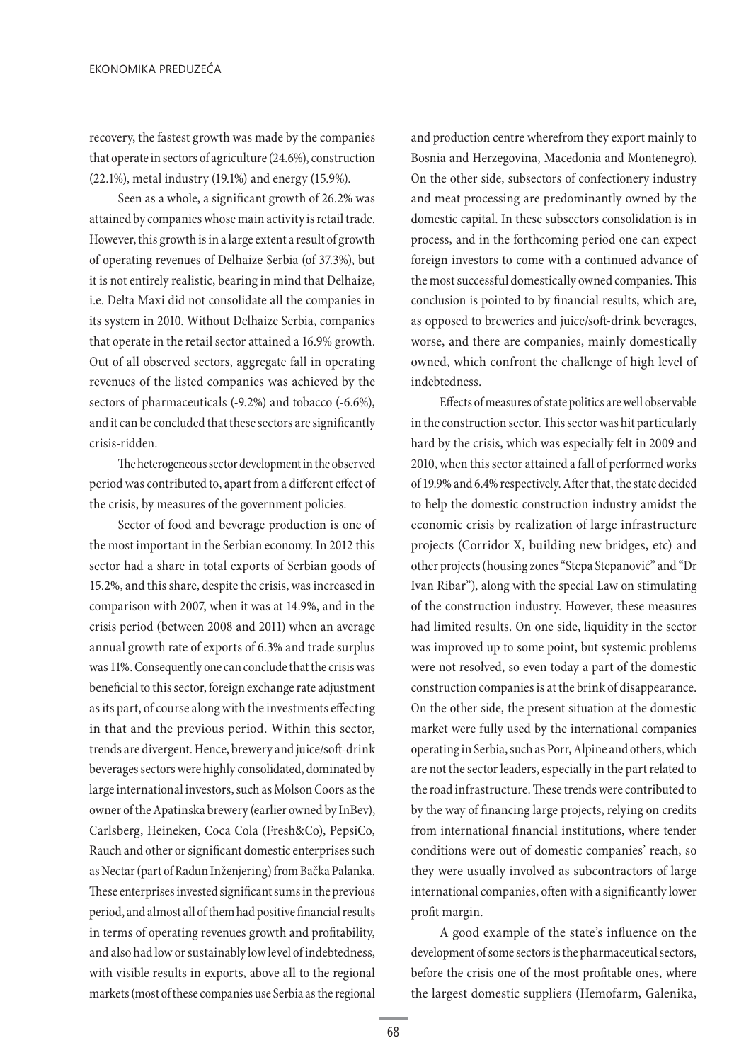recovery, the fastest growth was made by the companies that operate in sectors of agriculture (24.6%), construction (22.1%), metal industry (19.1%) and energy (15.9%).

Seen as a whole, a significant growth of 26.2% was attained by companies whose main activity is retail trade. However, this growth is in a large extent a result of growth of operating revenues of Delhaize Serbia (of 37.3%), but it is not entirely realistic, bearing in mind that Delhaize, i.e. Delta Maxi did not consolidate all the companies in its system in 2010. Without Delhaize Serbia, companies that operate in the retail sector attained a 16.9% growth. Out of all observed sectors, aggregate fall in operating revenues of the listed companies was achieved by the sectors of pharmaceuticals (-9.2%) and tobacco (-6.6%), and it can be concluded that these sectors are significantly crisis-ridden.

The heterogeneous sector development in the observed period was contributed to, apart from a different effect of the crisis, by measures of the government policies.

Sector of food and beverage production is one of the most important in the Serbian economy. In 2012 this sector had a share in total exports of Serbian goods of 15.2%, and this share, despite the crisis, was increased in comparison with 2007, when it was at 14.9%, and in the crisis period (between 2008 and 2011) when an average annual growth rate of exports of 6.3% and trade surplus was 11%. Consequently one can conclude that the crisis was beneficial to this sector, foreign exchange rate adjustment as its part, of course along with the investments effecting in that and the previous period. Within this sector, trends are divergent. Hence, brewery and juice/soft-drink beverages sectors were highly consolidated, dominated by large international investors, such as Molson Coors as the owner of the Apatinska brewery (earlier owned by InBev), Carlsberg, Heineken, Coca Cola (Fresh&Co), PepsiCo, Rauch and other or significant domestic enterprises such as Nectar (part of Radun Inženjering) from Bačka Palanka. These enterprises invested significant sums in the previous period, and almost all of them had positive financial results in terms of operating revenues growth and profitability, and also had low or sustainably low level of indebtedness, with visible results in exports, above all to the regional markets (most of these companies use Serbia as the regional and production centre wherefrom they export mainly to Bosnia and Herzegovina, Macedonia and Montenegro). On the other side, subsectors of confectionery industry and meat processing are predominantly owned by the domestic capital. In these subsectors consolidation is in process, and in the forthcoming period one can expect foreign investors to come with a continued advance of the most successful domestically owned companies. This conclusion is pointed to by financial results, which are, as opposed to breweries and juice/soft-drink beverages, worse, and there are companies, mainly domestically owned, which confront the challenge of high level of indebtedness.

Effects of measures of state politics are well observable in the construction sector. This sector was hit particularly hard by the crisis, which was especially felt in 2009 and 2010, when this sector attained a fall of performed works of 19.9% and 6.4% respectively. After that, the state decided to help the domestic construction industry amidst the economic crisis by realization of large infrastructure projects (Corridor X, building new bridges, etc) and other projects (housing zones "Stepa Stepanović" and "Dr Ivan Ribar"), along with the special Law on stimulating of the construction industry. However, these measures had limited results. On one side, liquidity in the sector was improved up to some point, but systemic problems were not resolved, so even today a part of the domestic construction companies is at the brink of disappearance. On the other side, the present situation at the domestic market were fully used by the international companies operating in Serbia, such as Porr, Alpine and others, which are not the sector leaders, especially in the part related to the road infrastructure. These trends were contributed to by the way of financing large projects, relying on credits from international financial institutions, where tender conditions were out of domestic companies' reach, so they were usually involved as subcontractors of large international companies, often with a significantly lower profit margin.

A good example of the state's influence on the development of some sectors is the pharmaceutical sectors, before the crisis one of the most profitable ones, where the largest domestic suppliers (Hemofarm, Galenika,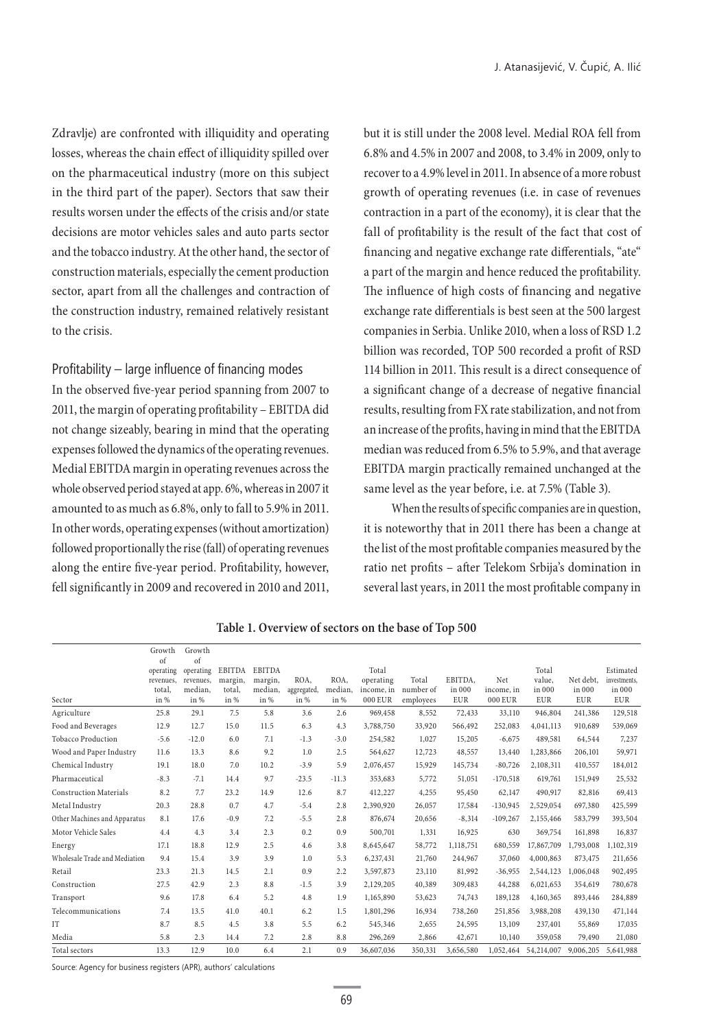Zdravlje) are confronted with illiquidity and operating losses, whereas the chain effect of illiquidity spilled over on the pharmaceutical industry (more on this subject in the third part of the paper). Sectors that saw their results worsen under the effects of the crisis and/or state decisions are motor vehicles sales and auto parts sector and the tobacco industry. At the other hand, the sector of construction materials, especially the cement production sector, apart from all the challenges and contraction of the construction industry, remained relatively resistant to the crisis.

## Profitability – large influence of financing modes

In the observed five-year period spanning from 2007 to 2011, the margin of operating profitability – EBITDA did not change sizeably, bearing in mind that the operating expenses followed the dynamics of the operating revenues. Medial EBITDA margin in operating revenues across the whole observed period stayed at app. 6%, whereas in 2007 it amounted to as much as 6.8%, only to fall to 5.9% in 2011. In other words, operating expenses (without amortization) followed proportionally the rise (fall) of operating revenues along the entire five-year period. Profitability, however, fell significantly in 2009 and recovered in 2010 and 2011, but it is still under the 2008 level. Medial ROA fell from 6.8% and 4.5% in 2007 and 2008, to 3.4% in 2009, only to recover to a 4.9% level in 2011. In absence of a more robust growth of operating revenues (i.e. in case of revenues contraction in a part of the economy), it is clear that the fall of profitability is the result of the fact that cost of financing and negative exchange rate differentials, "ate" a part of the margin and hence reduced the profitability. The influence of high costs of financing and negative exchange rate differentials is best seen at the 500 largest companies in Serbia. Unlike 2010, when a loss of RSD 1.2 billion was recorded, TOP 500 recorded a profit of RSD 114 billion in 2011. This result is a direct consequence of a significant change of a decrease of negative financial results, resulting from FX rate stabilization, and not from an increase of the profits, having in mind that the EBITDA median was reduced from 6.5% to 5.9%, and that average EBITDA margin practically remained unchanged at the same level as the year before, i.e. at 7.5% (Table 3).

When the results of specific companies are in question, it is noteworthy that in 2011 there has been a change at the list of the most profitable companies measured by the ratio net profits – after Telekom Srbija's domination in several last years, in 2011 the most profitable company in

**Table 1. Overview of sectors on the base of Top 500**

| Sector | Growth of operating revenues, total, in % | Growth of operating revenues, median, in % | EBITDA margin, total, in % | EBITDA margin, median, in % | ROA, aggregated, in % | ROA, median, in % | Total operating income, in 000 EUR | Total number of employees | EBITDA, in 000 EUR | Net income, in 000 EUR | Total value, in 000 EUR | Net debt, in 000 EUR | Estimated investments, in 000 EUR |
|---|---|---|---|---|---|---|---|---|---|---|---|---|---|
| Agriculture | 25.8 | 29.1 | 7.5 | 5.8 | 3.6 | 2.6 | 969,458 | 8,552 | 72,433 | 33,110 | 946,804 | 241,386 | 129,518 |
| Food and Beverages | 12.9 | 12.7 | 15.0 | 11.5 | 6.3 | 4.3 | 3,788,750 | 33,920 | 566,492 | 252,083 | 4,041,113 | 910,689 | 539,069 |
| Tobacco Production | -5.6 | -12.0 | 6.0 | 7.1 | -1.3 | -3.0 | 254,582 | 1,027 | 15,205 | -6,675 | 489,581 | 64,544 | 7,237 |
| Wood and Paper Industry | 11.6 | 13.3 | 8.6 | 9.2 | 1.0 | 2.5 | 564,627 | 12,723 | 48,557 | 13,440 | 1,283,866 | 206,101 | 59,971 |
| Chemical Industry | 19.1 | 18.0 | 7.0 | 10.2 | -3.9 | 5.9 | 2,076,457 | 15,929 | 145,734 | -80,726 | 2,108,311 | 410,557 | 184,012 |
| Pharmaceutical | -8.3 | -7.1 | 14.4 | 9.7 | -23.5 | -11.3 | 353,683 | 5,772 | 51,051 | -170,518 | 619,761 | 151,949 | 25,532 |
| Construction Materials | 8.2 | 7.7 | 23.2 | 14.9 | 12.6 | 8.7 | 412,227 | 4,255 | 95,450 | 62,147 | 490,917 | 82,816 | 69,413 |
| Metal Industry | 20.3 | 28.8 | 0.7 | 4.7 | -5.4 | 2.8 | 2,390,920 | 26,057 | 17,584 | -130,945 | 2,529,054 | 697,380 | 425,599 |
| Other Machines and Apparatus | 8.1 | 17.6 | -0.9 | 7.2 | -5.5 | 2.8 | 876,674 | 20,656 | -8,314 | -109,267 | 2,155,466 | 583,799 | 393,504 |
| Motor Vehicle Sales | 4.4 | 4.3 | 3.4 | 2.3 | 0.2 | 0.9 | 500,701 | 1,331 | 16,925 | 630 | 369,754 | 161,898 | 16,837 |
| Energy | 17.1 | 18.8 | 12.9 | 2.5 | 4.6 | 3.8 | 8,645,647 | 58,772 | 1,118,751 | 680,559 | 17,867,709 | 1,793,008 | 1,102,319 |
| Wholesale Trade and Mediation | 9.4 | 15.4 | 3.9 | 3.9 | 1.0 | 5.3 | 6,237,431 | 21,760 | 244,967 | 37,060 | 4,000,863 | 873,475 | 211,656 |
| Retail | 23.3 | 21.3 | 14.5 | 2.1 | 0.9 | 2.2 | 3,597,873 | 23,110 | 81,992 | -36,955 | 2,544,123 | 1,006,048 | 902,495 |
| Construction | 27.5 | 42.9 | 2.3 | 8.8 | -1.5 | 3.9 | 2,129,205 | 40,389 | 309,483 | 44,288 | 6,021,653 | 354,619 | 780,678 |
| Transport | 9.6 | 17.8 | 6.4 | 5.2 | 4.8 | 1.9 | 1,165,890 | 53,623 | 74,743 | 189,128 | 4,160,365 | 893,446 | 284,889 |
| Telecommunications | 7.4 | 13.5 | 41.0 | 40.1 | 6.2 | 1.5 | 1,801,296 | 16,934 | 738,260 | 251,856 | 3,988,208 | 439,130 | 471,144 |
| IT | 8.7 | 8.5 | 4.5 | 3.8 | 5.5 | 6.2 | 545,346 | 2,655 | 24,595 | 13,109 | 237,401 | 55,869 | 17,035 |
| Media | 5.8 | 2.3 | 14.4 | 7.2 | 2.8 | 8.8 | 296,269 | 2,866 | 42,671 | 10,140 | 359,058 | 79,490 | 21,080 |
| Total sectors | 13.3 | 12.9 | 10.0 | 6.4 | 2.1 | 0.9 | 36,607,036 | 350,331 | 3,656,580 | 1,052,464 | 54,214,007 | 9,006,205 | 5,641,988 |

Source: Agency for business registers (APR), authors' calculations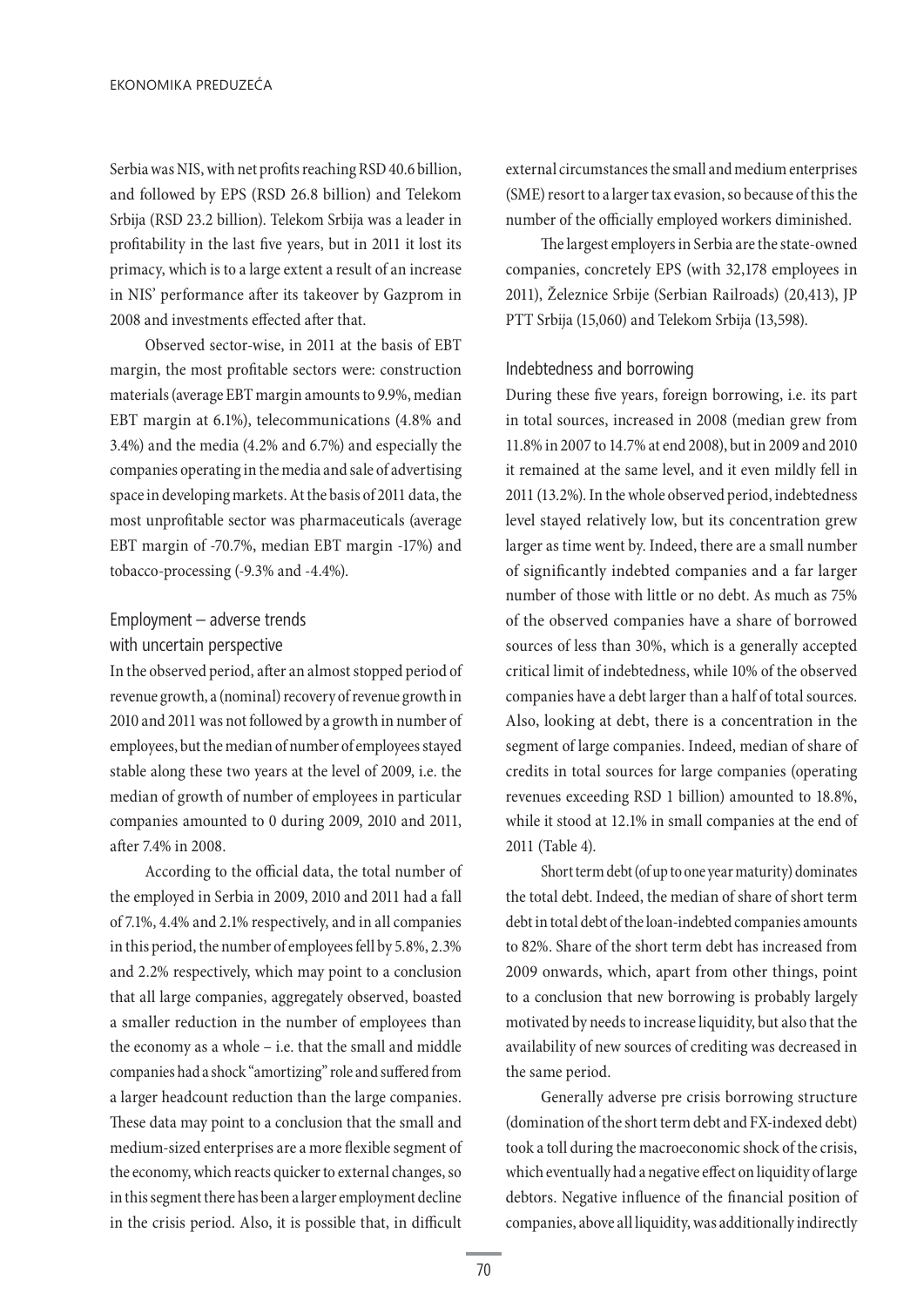Serbia was NIS, with net profits reaching RSD 40.6 billion, and followed by EPS (RSD 26.8 billion) and Telekom Srbija (RSD 23.2 billion). Telekom Srbija was a leader in profitability in the last five years, but in 2011 it lost its primacy, which is to a large extent a result of an increase in NIS' performance after its takeover by Gazprom in 2008 and investments effected after that.

Observed sector-wise, in 2011 at the basis of EBT margin, the most profitable sectors were: construction materials (average EBT margin amounts to 9.9%, median EBT margin at 6.1%), telecommunications (4.8% and 3.4%) and the media (4.2% and 6.7%) and especially the companies operating in the media and sale of advertising space in developing markets. At the basis of 2011 data, the most unprofitable sector was pharmaceuticals (average EBT margin of -70.7%, median EBT margin -17%) and tobacco-processing (-9.3% and -4.4%).

## Employment – adverse trends with uncertain perspective

In the observed period, after an almost stopped period of revenue growth, a (nominal) recovery of revenue growth in 2010 and 2011 was not followed by a growth in number of employees, but the median of number of employees stayed stable along these two years at the level of 2009, i.e. the median of growth of number of employees in particular companies amounted to 0 during 2009, 2010 and 2011, after 7.4% in 2008.

According to the official data, the total number of the employed in Serbia in 2009, 2010 and 2011 had a fall of 7.1%, 4.4% and 2.1% respectively, and in all companies in this period, the number of employees fell by 5.8%, 2.3% and 2.2% respectively, which may point to a conclusion that all large companies, aggregately observed, boasted a smaller reduction in the number of employees than the economy as a whole – i.e. that the small and middle companies had a shock "amortizing" role and suffered from a larger headcount reduction than the large companies. These data may point to a conclusion that the small and medium-sized enterprises are a more flexible segment of the economy, which reacts quicker to external changes, so in this segment there has been a larger employment decline in the crisis period. Also, it is possible that, in difficult external circumstances the small and medium enterprises (SME) resort to a larger tax evasion, so because of this the number of the officially employed workers diminished.

The largest employers in Serbia are the state-owned companies, concretely EPS (with 32,178 employees in 2011), Železnice Srbije (Serbian Railroads) (20,413), JP PTT Srbija (15,060) and Telekom Srbija (13,598).

## Indebtedness and borrowing

During these five years, foreign borrowing, i.e. its part in total sources, increased in 2008 (median grew from 11.8% in 2007 to 14.7% at end 2008), but in 2009 and 2010 it remained at the same level, and it even mildly fell in 2011 (13.2%). In the whole observed period, indebtedness level stayed relatively low, but its concentration grew larger as time went by. Indeed, there are a small number of significantly indebted companies and a far larger number of those with little or no debt. As much as 75% of the observed companies have a share of borrowed sources of less than 30%, which is a generally accepted critical limit of indebtedness, while 10% of the observed companies have a debt larger than a half of total sources. Also, looking at debt, there is a concentration in the segment of large companies. Indeed, median of share of credits in total sources for large companies (operating revenues exceeding RSD 1 billion) amounted to 18.8%, while it stood at 12.1% in small companies at the end of 2011 (Table 4).

Short term debt (of up to one year maturity) dominates the total debt. Indeed, the median of share of short term debt in total debt of the loan-indebted companies amounts to 82%. Share of the short term debt has increased from 2009 onwards, which, apart from other things, point to a conclusion that new borrowing is probably largely motivated by needs to increase liquidity, but also that the availability of new sources of crediting was decreased in the same period.

Generally adverse pre crisis borrowing structure (domination of the short term debt and FX-indexed debt) took a toll during the macroeconomic shock of the crisis, which eventually had a negative effect on liquidity of large debtors. Negative influence of the financial position of companies, above all liquidity, was additionally indirectly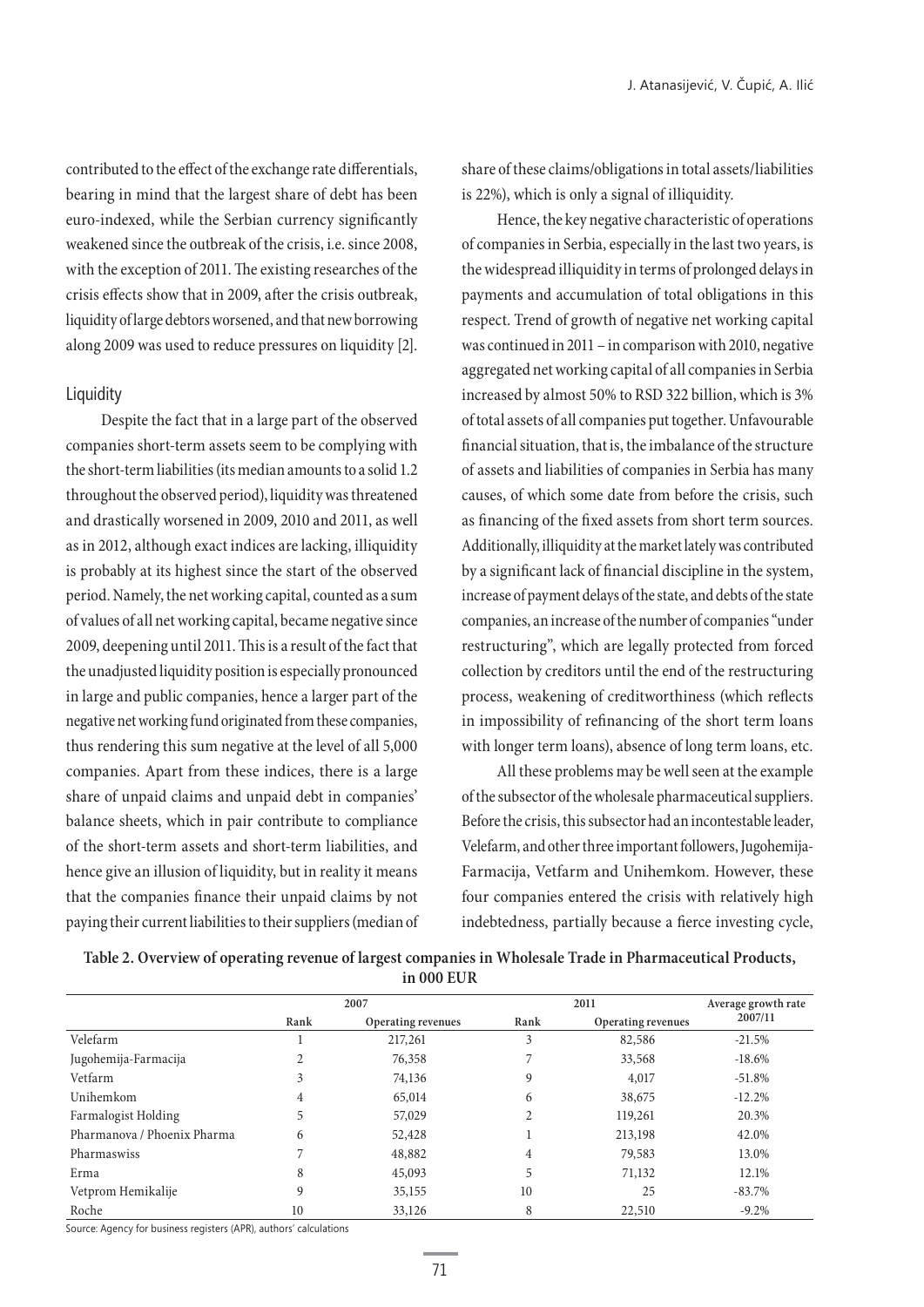contributed to the effect of the exchange rate differentials, bearing in mind that the largest share of debt has been euro-indexed, while the Serbian currency significantly weakened since the outbreak of the crisis, i.e. since 2008, with the exception of 2011. The existing researches of the crisis effects show that in 2009, after the crisis outbreak, liquidity of large debtors worsened, and that new borrowing along 2009 was used to reduce pressures on liquidity [2].

## Liquidity

Despite the fact that in a large part of the observed companies short-term assets seem to be complying with the short-term liabilities (its median amounts to a solid 1.2 throughout the observed period), liquidity was threatened and drastically worsened in 2009, 2010 and 2011, as well as in 2012, although exact indices are lacking, illiquidity is probably at its highest since the start of the observed period. Namely, the net working capital, counted as a sum of values of all net working capital, became negative since 2009, deepening until 2011. This is a result of the fact that the unadjusted liquidity position is especially pronounced in large and public companies, hence a larger part of the negative net working fund originated from these companies, thus rendering this sum negative at the level of all 5,000 companies. Apart from these indices, there is a large share of unpaid claims and unpaid debt in companies' balance sheets, which in pair contribute to compliance of the short-term assets and short-term liabilities, and hence give an illusion of liquidity, but in reality it means that the companies finance their unpaid claims by not paying their current liabilities to their suppliers (median of share of these claims/obligations in total assets/liabilities is 22%), which is only a signal of illiquidity.

Hence, the key negative characteristic of operations of companies in Serbia, especially in the last two years, is the widespread illiquidity in terms of prolonged delays in payments and accumulation of total obligations in this respect. Trend of growth of negative net working capital was continued in 2011 – in comparison with 2010, negative aggregated net working capital of all companies in Serbia increased by almost 50% to RSD 322 billion, which is 3% of total assets of all companies put together. Unfavourable financial situation, that is, the imbalance of the structure of assets and liabilities of companies in Serbia has many causes, of which some date from before the crisis, such as financing of the fixed assets from short term sources. Additionally, illiquidity at the market lately was contributed by a significant lack of financial discipline in the system, increase of payment delays of the state, and debts of the state companies, an increase of the number of companies "under restructuring", which are legally protected from forced collection by creditors until the end of the restructuring process, weakening of creditworthiness (which reflects in impossibility of refinancing of the short term loans with longer term loans), absence of long term loans, etc.

All these problems may be well seen at the example of the subsector of the wholesale pharmaceutical suppliers. Before the crisis, this subsector had an incontestable leader, Velefarm, and other three important followers, Jugohemija-Farmacija, Vetfarm and Unihemkom. However, these four companies entered the crisis with relatively high indebtedness, partially because a fierce investing cycle,

**Table 2. Overview of operating revenue of largest companies in Wholesale Trade in Pharmaceutical Products, in 000 EUR**

| | 2007 | | 2011 | | Average growth rate 2007/11 |
|---|---|---|---|---|---|
| | Rank | Operating revenues | Rank | Operating revenues | |
| Velefarm | 1 | 217,261 | 3 | 82,586 | -21.5% |
| Jugohemija-Farmacija | 2 | 76,358 | 7 | 33,568 | -18.6% |
| Vetfarm | 3 | 74,136 | 9 | 4,017 | -51.8% |
| Unihemkom | 4 | 65,014 | 6 | 38,675 | -12.2% |
| Farmalogist Holding | 5 | 57,029 | 2 | 119,261 | 20.3% |
| Pharmanova / Phoenix Pharma | 6 | 52,428 | 1 | 213,198 | 42.0% |
| Pharmaswiss | 7 | 48,882 | 4 | 79,583 | 13.0% |
| Erma | 8 | 45,093 | 5 | 71,132 | 12.1% |
| Vetprom Hemikalije | 9 | 35,155 | 10 | 25 | -83.7% |
| Roche | 10 | 33,126 | 8 | 22,510 | -9.2% |

Source: Agency for business registers (APR), authors' calculations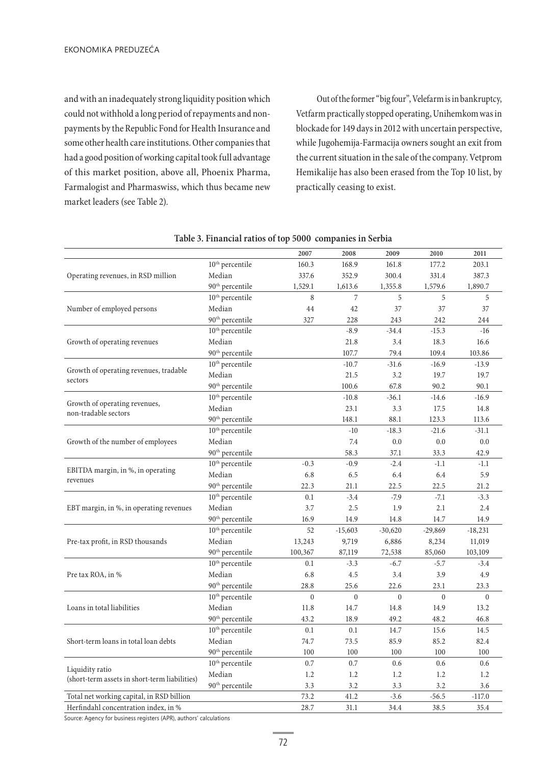and with an inadequately strong liquidity position which could not withhold a long period of repayments and non-payments by the Republic Fond for Health Insurance and some other health care institutions. Other companies that had a good position of working capital took full advantage of this market position, above all, Phoenix Pharma, Farmalogist and Pharmaswiss, which thus became new market leaders (see Table 2).

Out of the former "big four", Velefarm is in bankruptcy, Vetfarm practically stopped operating, Unihemkom was in blockade for 149 days in 2012 with uncertain perspective, while Jugohemija-Farmacija owners sought an exit from the current situation in the sale of the company. Vetprom Hemikalije has also been erased from the Top 10 list, by practically ceasing to exist.

**Table 3. Financial ratios of top 5000 companies in Serbia**

| | | 2007 | 2008 | 2009 | 2010 | 2011 |
|---|---|---|---|---|---|---|
| Operating revenues, in RSD million | 10th percentile | 160.3 | 168.9 | 161.8 | 177.2 | 203.1 |
| | Median | 337.6 | 352.9 | 300.4 | 331.4 | 387.3 |
| | 90th percentile | 1,529.1 | 1,613.6 | 1,355.8 | 1,579.6 | 1,890.7 |
| Number of employed persons | 10th percentile | 8 | 7 | 5 | 5 | 5 |
| | Median | 44 | 42 | 37 | 37 | 37 |
| | 90th percentile | 327 | 228 | 243 | 242 | 244 |
| Growth of operating revenues | 10th percentile | | -8.9 | -34.4 | -15.3 | -16 |
| | Median | | 21.8 | 3.4 | 18.3 | 16.6 |
| | 90th percentile | | 107.7 | 79.4 | 109.4 | 103.86 |
| Growth of operating revenues, tradable sectors | 10th percentile | | -10.7 | -31.6 | -16.9 | -13.9 |
| | Median | | 21.5 | 3.2 | 19.7 | 19.7 |
| | 90th percentile | | 100.6 | 67.8 | 90.2 | 90.1 |
| Growth of operating revenues, non-tradable sectors | 10th percentile | | -10.8 | -36.1 | -14.6 | -16.9 |
| | Median | | 23.1 | 3.3 | 17.5 | 14.8 |
| | 90th percentile | | 148.1 | 88.1 | 123.3 | 113.6 |
| Growth of the number of employees | 10th percentile | | -10 | -18.3 | -21.6 | -31.1 |
| | Median | | 7.4 | 0.0 | 0.0 | 0.0 |
| | 90th percentile | | 58.3 | 37.1 | 33.3 | 42.9 |
| EBITDA margin, in %, in operating revenues | 10th percentile | -0.3 | -0.9 | -2.4 | -1.1 | -1.1 |
| | Median | 6.8 | 6.5 | 6.4 | 6.4 | 5.9 |
| | 90th percentile | 22.3 | 21.1 | 22.5 | 22.5 | 21.2 |
| EBT margin, in %, in operating revenues | 10th percentile | 0.1 | -3.4 | -7.9 | -7.1 | -3.3 |
| | Median | 3.7 | 2.5 | 1.9 | 2.1 | 2.4 |
| | 90th percentile | 16.9 | 14.9 | 14.8 | 14.7 | 14.9 |
| Pre-tax profit, in RSD thousands | 10th percentile | 52 | -15,603 | -30,620 | -29,869 | -18,231 |
| | Median | 13,243 | 9,719 | 6,886 | 8,234 | 11,019 |
| | 90th percentile | 100,367 | 87,119 | 72,538 | 85,060 | 103,109 |
| Pre tax ROA, in % | 10th percentile | 0.1 | -3.3 | -6.7 | -5.7 | -3.4 |
| | Median | 6.8 | 4.5 | 3.4 | 3.9 | 4.9 |
| | 90th percentile | 28.8 | 25.6 | 22.6 | 23.1 | 23.3 |
| Loans in total liabilities | 10th percentile | 0 | 0 | 0 | 0 | 0 |
| | Median | 11.8 | 14.7 | 14.8 | 14.9 | 13.2 |
| | 90th percentile | 43.2 | 18.9 | 49.2 | 48.2 | 46.8 |
| Short-term loans in total loan debts | 10th percentile | 0.1 | 0.1 | 14.7 | 15.6 | 14.5 |
| | Median | 74.7 | 73.5 | 85.9 | 85.2 | 82.4 |
| | 90th percentile | 100 | 100 | 100 | 100 | 100 |
| Liquidity ratio (short-term assets in short-term liabilities) | 10th percentile | 0.7 | 0.7 | 0.6 | 0.6 | 0.6 |
| | Median | 1.2 | 1.2 | 1.2 | 1.2 | 1.2 |
| | 90th percentile | 3.3 | 3.2 | 3.3 | 3.2 | 3.6 |
| Total net working capital, in RSD billion | | 73.2 | 41.2 | -3.6 | -56.5 | -117.0 |
| Herfindahl concentration index, in % | | 28.7 | 31.1 | 34.4 | 38.5 | 35.4 |

Source: Agency for business registers (APR), authors' calculations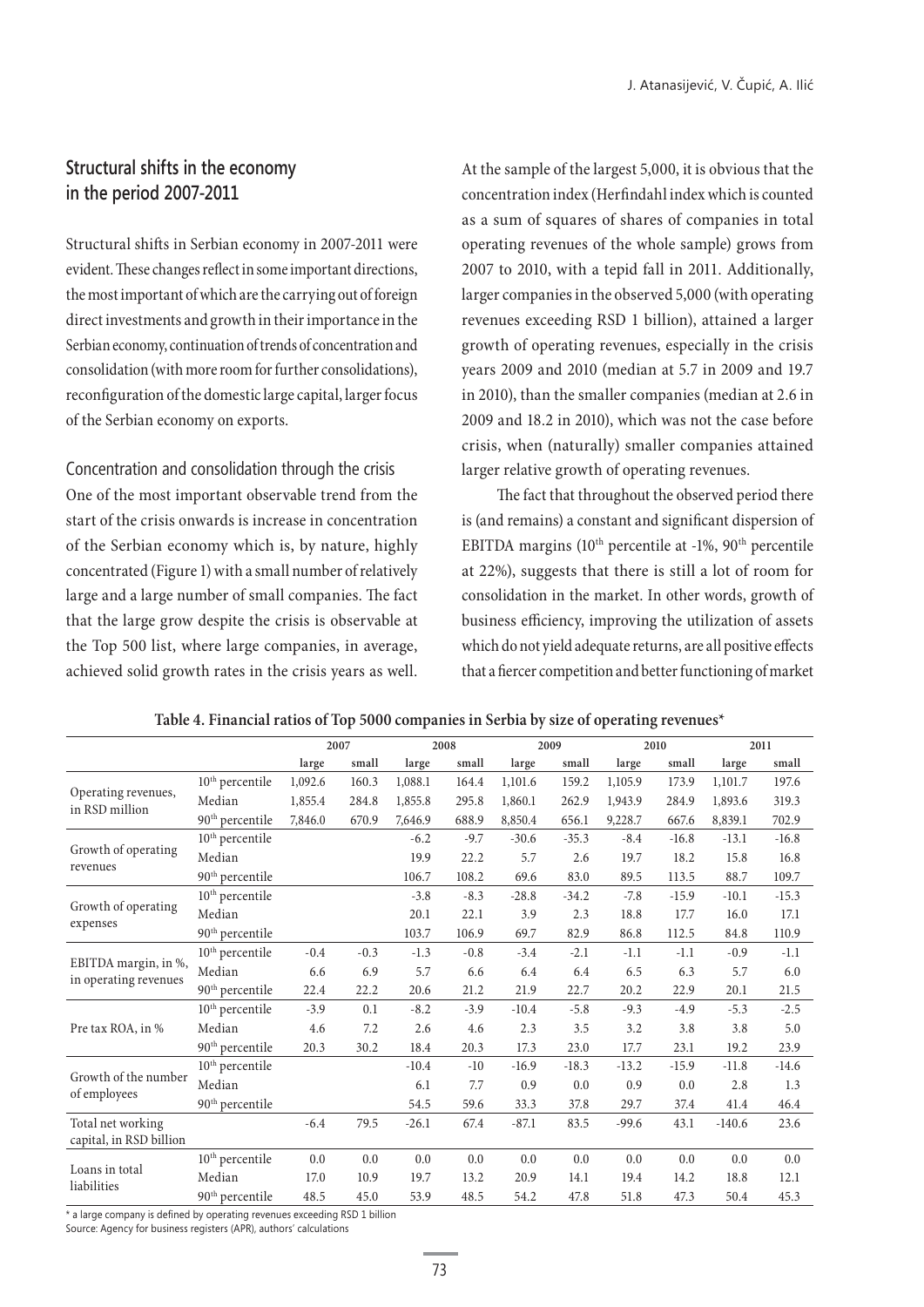## Structural shifts in the economy in the period 2007-2011

Structural shifts in Serbian economy in 2007-2011 were evident. These changes reflect in some important directions, the most important of which are the carrying out of foreign direct investments and growth in their importance in the Serbian economy, continuation of trends of concentration and consolidation (with more room for further consolidations), reconfiguration of the domestic large capital, larger focus of the Serbian economy on exports.

### Concentration and consolidation through the crisis

One of the most important observable trend from the start of the crisis onwards is increase in concentration of the Serbian economy which is, by nature, highly concentrated (Figure 1) with a small number of relatively large and a large number of small companies. The fact that the large grow despite the crisis is observable at the Top 500 list, where large companies, in average, achieved solid growth rates in the crisis years as well. At the sample of the largest 5,000, it is obvious that the concentration index (Herfindahl index which is counted as a sum of squares of shares of companies in total operating revenues of the whole sample) grows from 2007 to 2010, with a tepid fall in 2011. Additionally, larger companies in the observed 5,000 (with operating revenues exceeding RSD 1 billion), attained a larger growth of operating revenues, especially in the crisis years 2009 and 2010 (median at 5.7 in 2009 and 19.7 in 2010), than the smaller companies (median at 2.6 in 2009 and 18.2 in 2010), which was not the case before crisis, when (naturally) smaller companies attained larger relative growth of operating revenues.

The fact that throughout the observed period there is (and remains) a constant and significant dispersion of EBITDA margins (10th percentile at -1%, 90th percentile at 22%), suggests that there is still a lot of room for consolidation in the market. In other words, growth of business efficiency, improving the utilization of assets which do not yield adequate returns, are all positive effects that a fiercer competition and better functioning of market

**Table 4. Financial ratios of Top 5000 companies in Serbia by size of operating revenues***

| | | 2007 | | 2008 | | 2009 | | 2010 | | 2011 | |
|---|---|---|---|---|---|---|---|---|---|---|---|
| | | large | small | large | small | large | small | large | small | large | small |
| Operating revenues, in RSD million | 10th percentile | 1,092.6 | 160.3 | 1,088.1 | 164.4 | 1,101.6 | 159.2 | 1,105.9 | 173.9 | 1,101.7 | 197.6 |
| | Median | 1,855.4 | 284.8 | 1,855.8 | 295.8 | 1,860.1 | 262.9 | 1,943.9 | 284.9 | 1,893.6 | 319.3 |
| | 90th percentile | 7,846.0 | 670.9 | 7,646.9 | 688.9 | 8,850.4 | 656.1 | 9,228.7 | 667.6 | 8,839.1 | 702.9 |
| Growth of operating revenues | 10th percentile | | | -6.2 | -9.7 | -30.6 | -35.3 | -8.4 | -16.8 | -13.1 | -16.8 |
| | Median | | | 19.9 | 22.2 | 5.7 | 2.6 | 19.7 | 18.2 | 15.8 | 16.8 |
| | 90th percentile | | | 106.7 | 108.2 | 69.6 | 83.0 | 89.5 | 113.5 | 88.7 | 109.7 |
| Growth of operating expenses | 10th percentile | | | -3.8 | -8.3 | -28.8 | -34.2 | -7.8 | -15.9 | -10.1 | -15.3 |
| | Median | | | 20.1 | 22.1 | 3.9 | 2.3 | 18.8 | 17.7 | 16.0 | 17.1 |
| | 90th percentile | | | 103.7 | 106.9 | 69.7 | 82.9 | 86.8 | 112.5 | 84.8 | 110.9 |
| EBITDA margin, in %, in operating revenues | 10th percentile | -0.4 | -0.3 | -1.3 | -0.8 | -3.4 | -2.1 | -1.1 | -1.1 | -0.9 | -1.1 |
| | Median | 6.6 | 6.9 | 5.7 | 6.6 | 6.4 | 6.4 | 6.5 | 6.3 | 5.7 | 6.0 |
| | 90th percentile | 22.4 | 22.2 | 20.6 | 21.2 | 21.9 | 22.7 | 20.2 | 22.9 | 20.1 | 21.5 |
| Pre tax ROA, in % | 10th percentile | -3.9 | 0.1 | -8.2 | -3.9 | -10.4 | -5.8 | -9.3 | -4.9 | -5.3 | -2.5 |
| | Median | 4.6 | 7.2 | 2.6 | 4.6 | 2.3 | 3.5 | 3.2 | 3.8 | 3.8 | 5.0 |
| | 90th percentile | 20.3 | 30.2 | 18.4 | 20.3 | 17.3 | 23.0 | 17.7 | 23.1 | 19.2 | 23.9 |
| Growth of the number of employees | 10th percentile | | | -10.4 | -10 | -16.9 | -18.3 | -13.2 | -15.9 | -11.8 | -14.6 |
| | Median | | | 6.1 | 7.7 | 0.9 | 0.0 | 0.9 | 0.0 | 2.8 | 1.3 |
| | 90th percentile | | | 54.5 | 59.6 | 33.3 | 37.8 | 29.7 | 37.4 | 41.4 | 46.4 |
| Total net working capital, in RSD billion | | -6.4 | 79.5 | -26.1 | 67.4 | -87.1 | 83.5 | -99.6 | 43.1 | -140.6 | 23.6 |
| Loans in total liabilities | 10th percentile | 0.0 | 0.0 | 0.0 | 0.0 | 0.0 | 0.0 | 0.0 | 0.0 | 0.0 | 0.0 |
| | Median | 17.0 | 10.9 | 19.7 | 13.2 | 20.9 | 14.1 | 19.4 | 14.2 | 18.8 | 12.1 |
| | 90th percentile | 48.5 | 45.0 | 53.9 | 48.5 | 54.2 | 47.8 | 51.8 | 47.3 | 50.4 | 45.3 |

* a large company is defined by operating revenues exceeding RSD 1 billion

Source: Agency for business registers (APR), authors' calculations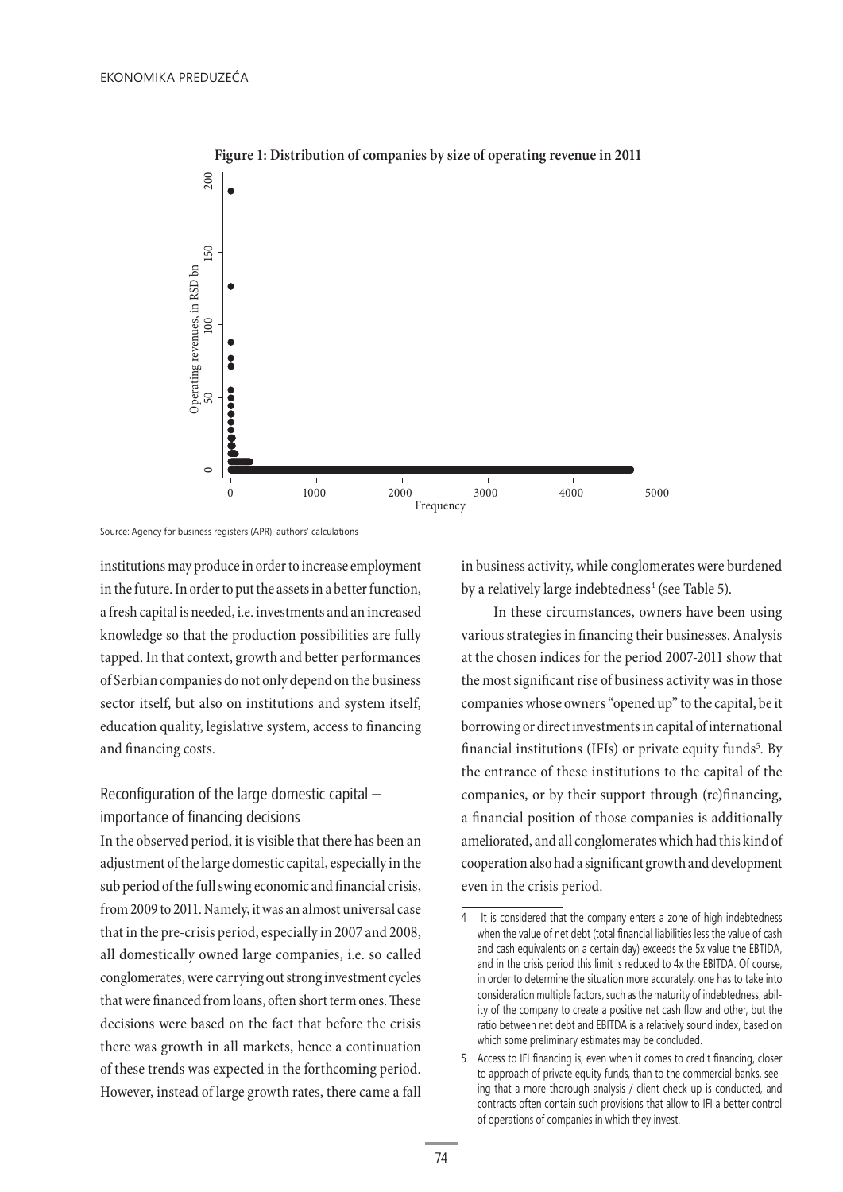**Figure 1: Distribution of companies by size of operating revenue in 2011**

Operating revenues, in RSD bn

0
50
100
150
200

Frequency

0
1000
2000
3000
4000
5000

Source: Agency for business registers (APR), authors' calculations

institutions may produce in order to increase employment in the future. In order to put the assets in a better function, a fresh capital is needed, i.e. investments and an increased knowledge so that the production possibilities are fully tapped. In that context, growth and better performances of Serbian companies do not only depend on the business sector itself, but also on institutions and system itself, education quality, legislative system, access to financing and financing costs.

## Reconfiguration of the large domestic capital – importance of financing decisions

In the observed period, it is visible that there has been an adjustment of the large domestic capital, especially in the sub period of the full swing economic and financial crisis, from 2009 to 2011. Namely, it was an almost universal case that in the pre-crisis period, especially in 2007 and 2008, all domestically owned large companies, i.e. so called conglomerates, were carrying out strong investment cycles that were financed from loans, often short term ones. These decisions were based on the fact that before the crisis there was growth in all markets, hence a continuation of these trends was expected in the forthcoming period. However, instead of large growth rates, there came a fall in business activity, while conglomerates were burdened by a relatively large indebtedness[4] (see Table 5).

In these circumstances, owners have been using various strategies in financing their businesses. Analysis at the chosen indices for the period 2007-2011 show that the most significant rise of business activity was in those companies whose owners "opened up" to the capital, be it borrowing or direct investments in capital of international financial institutions (IFIs) or private equity funds[5]. By the entrance of these institutions to the capital of the companies, or by their support through (re)financing, a financial position of those companies is additionally ameliorated, and all conglomerates which had this kind of cooperation also had a significant growth and development even in the crisis period.

4 It is considered that the company enters a zone of high indebtedness when the value of net debt (total financial liabilities less the value of cash and cash equivalents on a certain day) exceeds the 5x value the EBTIDA, and in the crisis period this limit is reduced to 4x the EBITDA. Of course, in order to determine the situation more accurately, one has to take into consideration multiple factors, such as the maturity of indebtedness, ability of the company to create a positive net cash flow and other, but the ratio between net debt and EBITDA is a relatively sound index, based on which some preliminary estimates may be concluded.

5 Access to IFI financing is, even when it comes to credit financing, closer to approach of private equity funds, than to the commercial banks, seeing that a more thorough analysis / client check up is conducted, and contracts often contain such provisions that allow to IFI a better control of operations of companies in which they invest.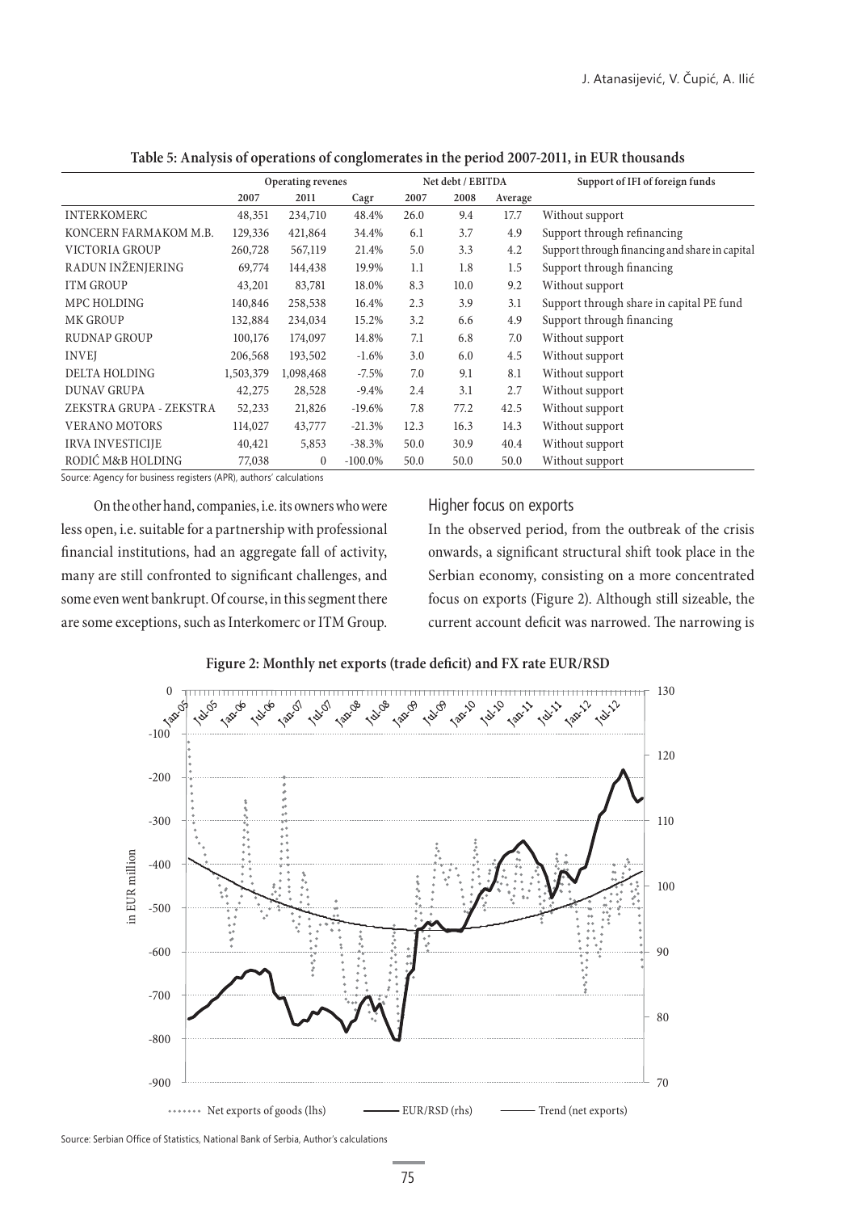**Table 5: Analysis of operations of conglomerates in the period 2007-2011, in EUR thousands**

| | Operating revenes | | | Net debt / EBITDA | | | Support of IFI of foreign funds |
|---|---|---|---|---|---|---|---|
| | 2007 | 2011 | Cagr | 2007 | 2008 | Average | |
| INTERKOMERC | 48,351 | 234,710 | 48.4% | 26.0 | 9.4 | 17.7 | Without support |
| KONCERN FARMAKOM M.B. | 129,336 | 421,864 | 34.4% | 6.1 | 3.7 | 4.9 | Support through refinancing |
| VICTORIA GROUP | 260,728 | 567,119 | 21.4% | 5.0 | 3.3 | 4.2 | Support through financing and share in capital |
| RADUN INŽENJERING | 69,774 | 144,438 | 19.9% | 1.1 | 1.8 | 1.5 | Support through financing |
| ITM GROUP | 43,201 | 83,781 | 18.0% | 8.3 | 10.0 | 9.2 | Without support |
| MPC HOLDING | 140,846 | 258,538 | 16.4% | 2.3 | 3.9 | 3.1 | Support through share in capital PE fund |
| MK GROUP | 132,884 | 234,034 | 15.2% | 3.2 | 6.6 | 4.9 | Support through financing |
| RUDNAP GROUP | 100,176 | 174,097 | 14.8% | 7.1 | 6.8 | 7.0 | Without support |
| INVEJ | 206,568 | 193,502 | -1.6% | 3.0 | 6.0 | 4.5 | Without support |
| DELTA HOLDING | 1,503,379 | 1,098,468 | -7.5% | 7.0 | 9.1 | 8.1 | Without support |
| DUNAV GRUPA | 42,275 | 28,528 | -9.4% | 2.4 | 3.1 | 2.7 | Without support |
| ZEKSTRA GRUPA - ZEKSTRA | 52,233 | 21,826 | -19.6% | 7.8 | 77.2 | 42.5 | Without support |
| VERANO MOTORS | 114,027 | 43,777 | -21.3% | 12.3 | 16.3 | 14.3 | Without support |
| IRVA INVESTICIJE | 40,421 | 5,853 | -38.3% | 50.0 | 30.9 | 40.4 | Without support |
| RODIĆ M&B HOLDING | 77,038 | 0 | -100.0% | 50.0 | 50.0 | 50.0 | Without support |

Source: Agency for business registers (APR), authors' calculations

On the other hand, companies, i.e. its owners who were less open, i.e. suitable for a partnership with professional financial institutions, had an aggregate fall of activity, many are still confronted to significant challenges, and some even went bankrupt. Of course, in this segment there are some exceptions, such as Interkomerc or ITM Group.

## Higher focus on exports

In the observed period, from the outbreak of the crisis onwards, a significant structural shift took place in the Serbian economy, consisting on a more concentrated focus on exports (Figure 2). Although still sizeable, the current account deficit was narrowed. The narrowing is

**Figure 2: Monthly net exports (trade deficit) and FX rate EUR/RSD**

in EUR million

0
-100
-200
-300
-400
-500
-600
-700
-800
-900

130
120
110
100
90
80
70

Jan-05 Jul-05 Jan-06 Jul-06 Jan-07 Jul-07 Jan-08 Jul-08 Jan-09 Jul-09 Jan-10 Jul-10 Jan-11 Jul-11 Jan-12 Jul-12

Net exports of goods (lhs) EUR/RSD (rhs) Trend (net exports)

Source: Serbian Office of Statistics, National Bank of Serbia, Author's calculations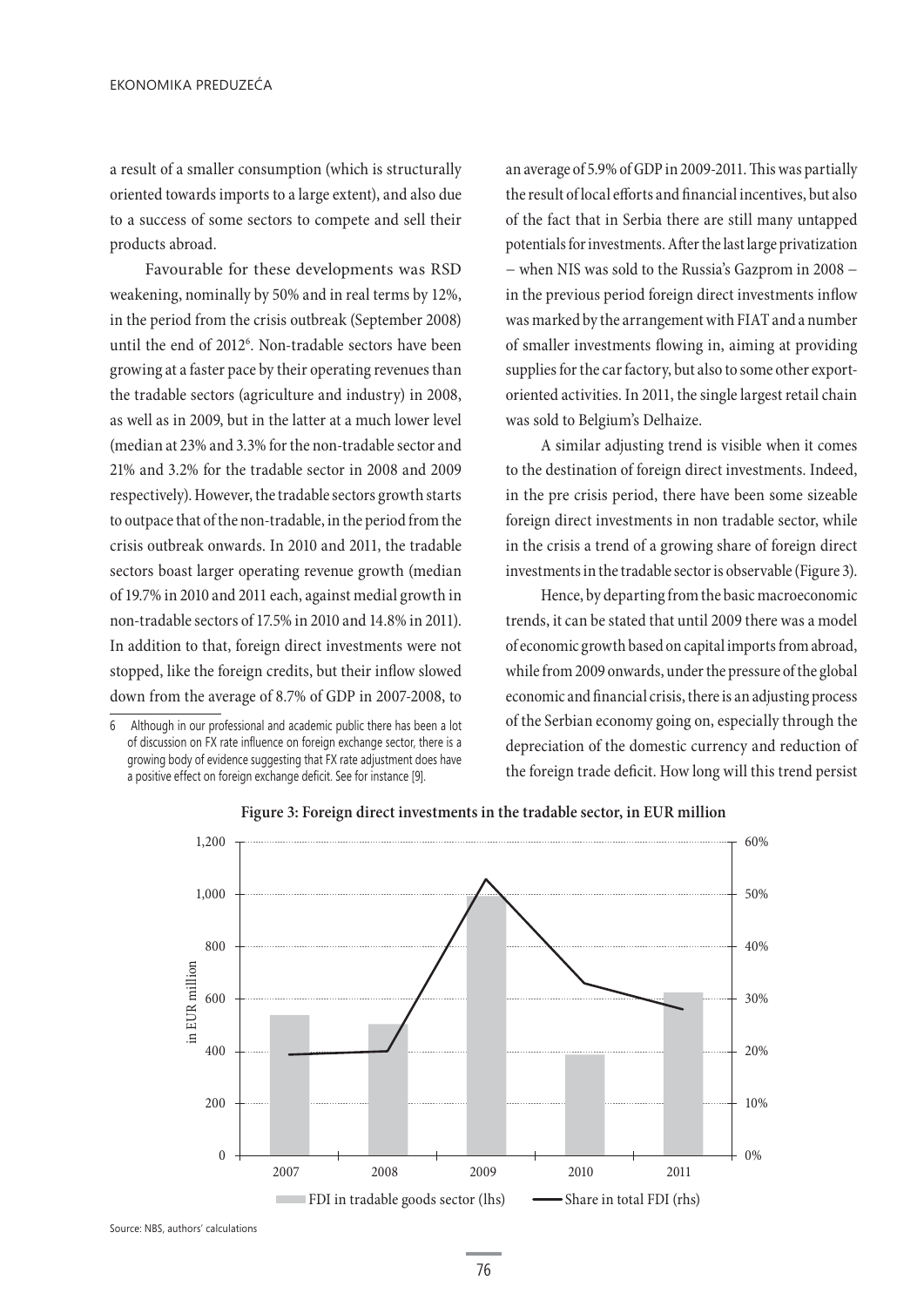a result of a smaller consumption (which is structurally oriented towards imports to a large extent), and also due to a success of some sectors to compete and sell their products abroad.

Favourable for these developments was RSD weakening, nominally by 50% and in real terms by 12%, in the period from the crisis outbreak (September 2008) until the end of 2012[6]. Non-tradable sectors have been growing at a faster pace by their operating revenues than the tradable sectors (agriculture and industry) in 2008, as well as in 2009, but in the latter at a much lower level (median at 23% and 3.3% for the non-tradable sector and 21% and 3.2% for the tradable sector in 2008 and 2009 respectively). However, the tradable sectors growth starts to outpace that of the non-tradable, in the period from the crisis outbreak onwards. In 2010 and 2011, the tradable sectors boast larger operating revenue growth (median of 19.7% in 2010 and 2011 each, against medial growth in non-tradable sectors of 17.5% in 2010 and 14.8% in 2011). In addition to that, foreign direct investments were not stopped, like the foreign credits, but their inflow slowed down from the average of 8.7% of GDP in 2007-2008, to an average of 5.9% of GDP in 2009-2011. This was partially the result of local efforts and financial incentives, but also of the fact that in Serbia there are still many untapped potentials for investments. After the last large privatization – when NIS was sold to the Russia's Gazprom in 2008 – in the previous period foreign direct investments inflow was marked by the arrangement with FIAT and a number of smaller investments flowing in, aiming at providing supplies for the car factory, but also to some other export-oriented activities. In 2011, the single largest retail chain was sold to Belgium's Delhaize.

A similar adjusting trend is visible when it comes to the destination of foreign direct investments. Indeed, in the pre crisis period, there have been some sizeable foreign direct investments in non tradable sector, while in the crisis a trend of a growing share of foreign direct investments in the tradable sector is observable (Figure 3).

Hence, by departing from the basic macroeconomic trends, it can be stated that until 2009 there was a model of economic growth based on capital imports from abroad, while from 2009 onwards, under the pressure of the global economic and financial crisis, there is an adjusting process of the Serbian economy going on, especially through the depreciation of the domestic currency and reduction of the foreign trade deficit. How long will this trend persist

6 Although in our professional and academic public there has been a lot of discussion on FX rate influence on foreign exchange sector, there is a growing body of evidence suggesting that FX rate adjustment does have a positive effect on foreign exchange deficit. See for instance [9].

**Figure 3: Foreign direct investments in the tradable sector, in EUR million**

in EUR million

1,200
1,000
800
600
400
200
0

60%
50%
40%
30%
20%
10%
0%

2007 2008 2009 2010 2011

FDI in tradable goods sector (lhs)
Share in total FDI (rhs)

Source: NBS, authors' calculations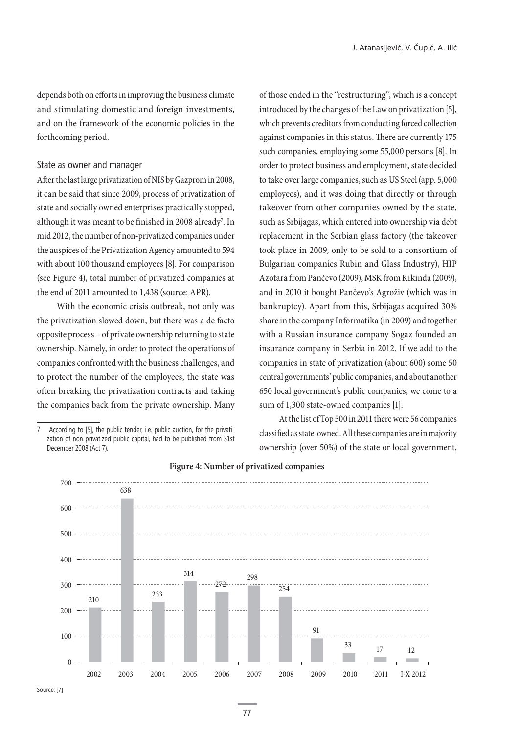depends both on efforts in improving the business climate and stimulating domestic and foreign investments, and on the framework of the economic policies in the forthcoming period.

## State as owner and manager

After the last large privatization of NIS by Gazprom in 2008, it can be said that since 2009, process of privatization of state and socially owned enterprises practically stopped, although it was meant to be finished in 2008 already[7]. In mid 2012, the number of non-privatized companies under the auspices of the Privatization Agency amounted to 594 with about 100 thousand employees [8]. For comparison (see Figure 4), total number of privatized companies at the end of 2011 amounted to 1,438 (source: APR).

With the economic crisis outbreak, not only was the privatization slowed down, but there was a de facto opposite process – of private ownership returning to state ownership. Namely, in order to protect the operations of companies confronted with the business challenges, and to protect the number of the employees, the state was often breaking the privatization contracts and taking the companies back from the private ownership. Many of those ended in the "restructuring", which is a concept introduced by the changes of the Law on privatization [5], which prevents creditors from conducting forced collection against companies in this status. There are currently 175 such companies, employing some 55,000 persons [8]. In order to protect business and employment, state decided to take over large companies, such as US Steel (app. 5,000 employees), and it was doing that directly or through takeover from other companies owned by the state, such as Srbijagas, which entered into ownership via debt replacement in the Serbian glass factory (the takeover took place in 2009, only to be sold to a consortium of Bulgarian companies Rubin and Glass Industry), HIP Azotara from Pančevo (2009), MSK from Kikinda (2009), and in 2010 it bought Pančevo's Agroživ (which was in bankruptcy). Apart from this, Srbijagas acquired 30% share in the company Informatika (in 2009) and together with a Russian insurance company Sogaz founded an insurance company in Serbia in 2012. If we add to the companies in state of privatization (about 600) some 50 central governments' public companies, and about another 650 local government's public companies, we come to a sum of 1,300 state-owned companies [1].

At the list of Top 500 in 2011 there were 56 companies classified as state-owned. All these companies are in majority ownership (over 50%) of the state or local government,

7 According to [5], the public tender, i.e. public auction, for the privatization of non-privatized public capital, had to be published from 31st December 2008 (Act 7).

**Figure 4: Number of privatized companies**

| Year | Number of privatized companies |
|---|---|
| 2002 | 210 |
| 2003 | 638 |
| 2004 | 233 |
| 2005 | 314 |
| 2006 | 272 |
| 2007 | 298 |
| 2008 | 254 |
| 2009 | 91 |
| 2010 | 33 |
| 2011 | 17 |
| I-X 2012 | 12 |

Source: [7]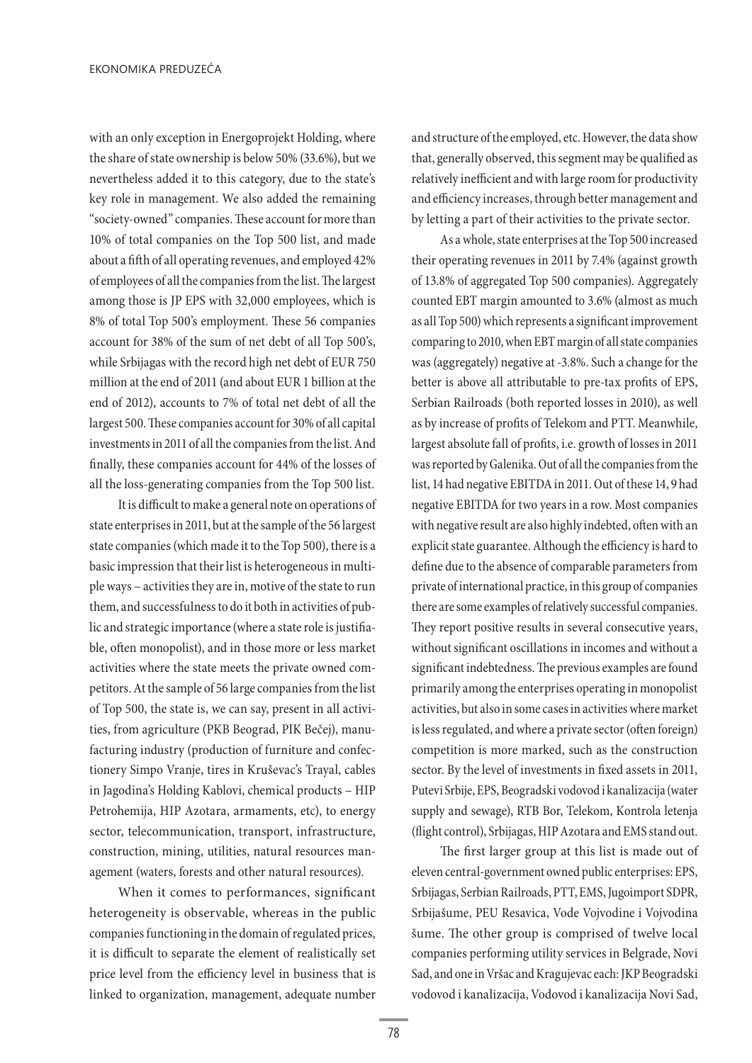with an only exception in Energoprojekt Holding, where the share of state ownership is below 50% (33.6%), but we nevertheless added it to this category, due to the state's key role in management. We also added the remaining "society-owned" companies. These account for more than 10% of total companies on the Top 500 list, and made about a fifth of all operating revenues, and employed 42% of employees of all the companies from the list. The largest among those is JP EPS with 32,000 employees, which is 8% of total Top 500's employment. These 56 companies account for 38% of the sum of net debt of all Top 500's, while Srbijagas with the record high net debt of EUR 750 million at the end of 2011 (and about EUR 1 billion at the end of 2012), accounts to 7% of total net debt of all the largest 500. These companies account for 30% of all capital investments in 2011 of all the companies from the list. And finally, these companies account for 44% of the losses of all the loss-generating companies from the Top 500 list.

It is difficult to make a general note on operations of state enterprises in 2011, but at the sample of the 56 largest state companies (which made it to the Top 500), there is a basic impression that their list is heterogeneous in multiple ways – activities they are in, motive of the state to run them, and successfulness to do it both in activities of public and strategic importance (where a state role is justifiable, often monopolist), and in those more or less market activities where the state meets the private owned competitors. At the sample of 56 large companies from the list of Top 500, the state is, we can say, present in all activities, from agriculture (PKB Beograd, PIK Bečej), manufacturing industry (production of furniture and confectionery Simpo Vranje, tires in Kruševac's Trayal, cables in Jagodina's Holding Kablovi, chemical products – HIP Petrohemija, HIP Azotara, armaments, etc), to energy sector, telecommunication, transport, infrastructure, construction, mining, utilities, natural resources management (waters, forests and other natural resources).

When it comes to performances, significant heterogeneity is observable, whereas in the public companies functioning in the domain of regulated prices, it is difficult to separate the element of realistically set price level from the efficiency level in business that is linked to organization, management, adequate number and structure of the employed, etc. However, the data show that, generally observed, this segment may be qualified as relatively inefficient and with large room for productivity and efficiency increases, through better management and by letting a part of their activities to the private sector.

As a whole, state enterprises at the Top 500 increased their operating revenues in 2011 by 7.4% (against growth of 13.8% of aggregated Top 500 companies). Aggregately counted EBT margin amounted to 3.6% (almost as much as all Top 500) which represents a significant improvement comparing to 2010, when EBT margin of all state companies was (aggregately) negative at -3.8%. Such a change for the better is above all attributable to pre-tax profits of EPS, Serbian Railroads (both reported losses in 2010), as well as by increase of profits of Telekom and PTT. Meanwhile, largest absolute fall of profits, i.e. growth of losses in 2011 was reported by Galenika. Out of all the companies from the list, 14 had negative EBITDA in 2011. Out of these 14, 9 had negative EBITDA for two years in a row. Most companies with negative result are also highly indebted, often with an explicit state guarantee. Although the efficiency is hard to define due to the absence of comparable parameters from private of international practice, in this group of companies there are some examples of relatively successful companies. They report positive results in several consecutive years, without significant oscillations in incomes and without a significant indebtedness. The previous examples are found primarily among the enterprises operating in monopolist activities, but also in some cases in activities where market is less regulated, and where a private sector (often foreign) competition is more marked, such as the construction sector. By the level of investments in fixed assets in 2011, Putevi Srbije, EPS, Beogradski vodovod i kanalizacija (water supply and sewage), RTB Bor, Telekom, Kontrola letenja (flight control), Srbijagas, HIP Azotara and EMS stand out.

The first larger group at this list is made out of eleven central-government owned public enterprises: EPS, Srbijagas, Serbian Railroads, PTT, EMS, Jugoimport SDPR, Srbijašume, PEU Resavica, Vode Vojvodine i Vojvodina šume. The other group is comprised of twelve local companies performing utility services in Belgrade, Novi Sad, and one in Vršac and Kragujevac each: JKP Beogradski vodovod i kanalizacija, Vodovod i kanalizacija Novi Sad,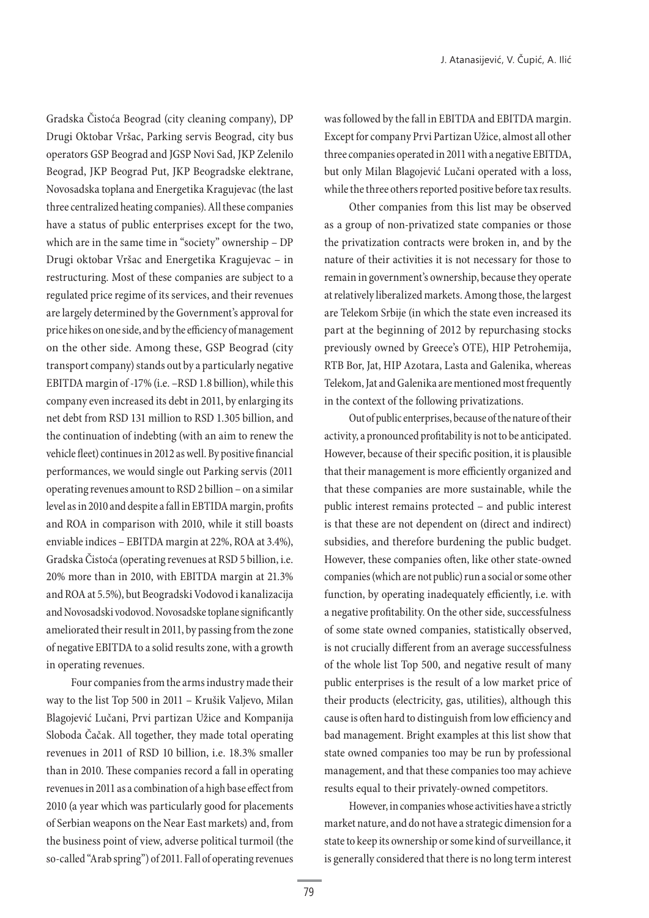Gradska Čistoća Beograd (city cleaning company), DP Drugi Oktobar Vršac, Parking servis Beograd, city bus operators GSP Beograd and JGSP Novi Sad, JKP Zelenilo Beograd, JKP Beograd Put, JKP Beogradske elektrane, Novosadska toplana and Energetika Kragujevac (the last three centralized heating companies). All these companies have a status of public enterprises except for the two, which are in the same time in "society" ownership – DP Drugi oktobar Vršac and Energetika Kragujevac – in restructuring. Most of these companies are subject to a regulated price regime of its services, and their revenues are largely determined by the Government's approval for price hikes on one side, and by the efficiency of management on the other side. Among these, GSP Beograd (city transport company) stands out by a particularly negative EBITDA margin of -17% (i.e. –RSD 1.8 billion), while this company even increased its debt in 2011, by enlarging its net debt from RSD 131 million to RSD 1.305 billion, and the continuation of indebting (with an aim to renew the vehicle fleet) continues in 2012 as well. By positive financial performances, we would single out Parking servis (2011 operating revenues amount to RSD 2 billion – on a similar level as in 2010 and despite a fall in EBTIDA margin, profits and ROA in comparison with 2010, while it still boasts enviable indices – EBITDA margin at 22%, ROA at 3.4%), Gradska Čistoća (operating revenues at RSD 5 billion, i.e. 20% more than in 2010, with EBITDA margin at 21.3% and ROA at 5.5%), but Beogradski Vodovod i kanalizacija and Novosadski vodovod. Novosadske toplane significantly ameliorated their result in 2011, by passing from the zone of negative EBITDA to a solid results zone, with a growth in operating revenues.

Four companies from the arms industry made their way to the list Top 500 in 2011 – Krušik Valjevo, Milan Blagojević Lučani, Prvi partizan Užice and Kompanija Sloboda Čačak. All together, they made total operating revenues in 2011 of RSD 10 billion, i.e. 18.3% smaller than in 2010. These companies record a fall in operating revenues in 2011 as a combination of a high base effect from 2010 (a year which was particularly good for placements of Serbian weapons on the Near East markets) and, from the business point of view, adverse political turmoil (the so-called "Arab spring") of 2011. Fall of operating revenues was followed by the fall in EBITDA and EBITDA margin. Except for company Prvi Partizan Užice, almost all other three companies operated in 2011 with a negative EBITDA, but only Milan Blagojević Lučani operated with a loss, while the three others reported positive before tax results.

Other companies from this list may be observed as a group of non-privatized state companies or those the privatization contracts were broken in, and by the nature of their activities it is not necessary for those to remain in government's ownership, because they operate at relatively liberalized markets. Among those, the largest are Telekom Srbije (in which the state even increased its part at the beginning of 2012 by repurchasing stocks previously owned by Greece's OTE), HIP Petrohemija, RTB Bor, Jat, HIP Azotara, Lasta and Galenika, whereas Telekom, Jat and Galenika are mentioned most frequently in the context of the following privatizations.

Out of public enterprises, because of the nature of their activity, a pronounced profitability is not to be anticipated. However, because of their specific position, it is plausible that their management is more efficiently organized and that these companies are more sustainable, while the public interest remains protected – and public interest is that these are not dependent on (direct and indirect) subsidies, and therefore burdening the public budget. However, these companies often, like other state-owned companies (which are not public) run a social or some other function, by operating inadequately efficiently, i.e. with a negative profitability. On the other side, successfulness of some state owned companies, statistically observed, is not crucially different from an average successfulness of the whole list Top 500, and negative result of many public enterprises is the result of a low market price of their products (electricity, gas, utilities), although this cause is often hard to distinguish from low efficiency and bad management. Bright examples at this list show that state owned companies too may be run by professional management, and that these companies too may achieve results equal to their privately-owned competitors.

However, in companies whose activities have a strictly market nature, and do not have a strategic dimension for a state to keep its ownership or some kind of surveillance, it is generally considered that there is no long term interest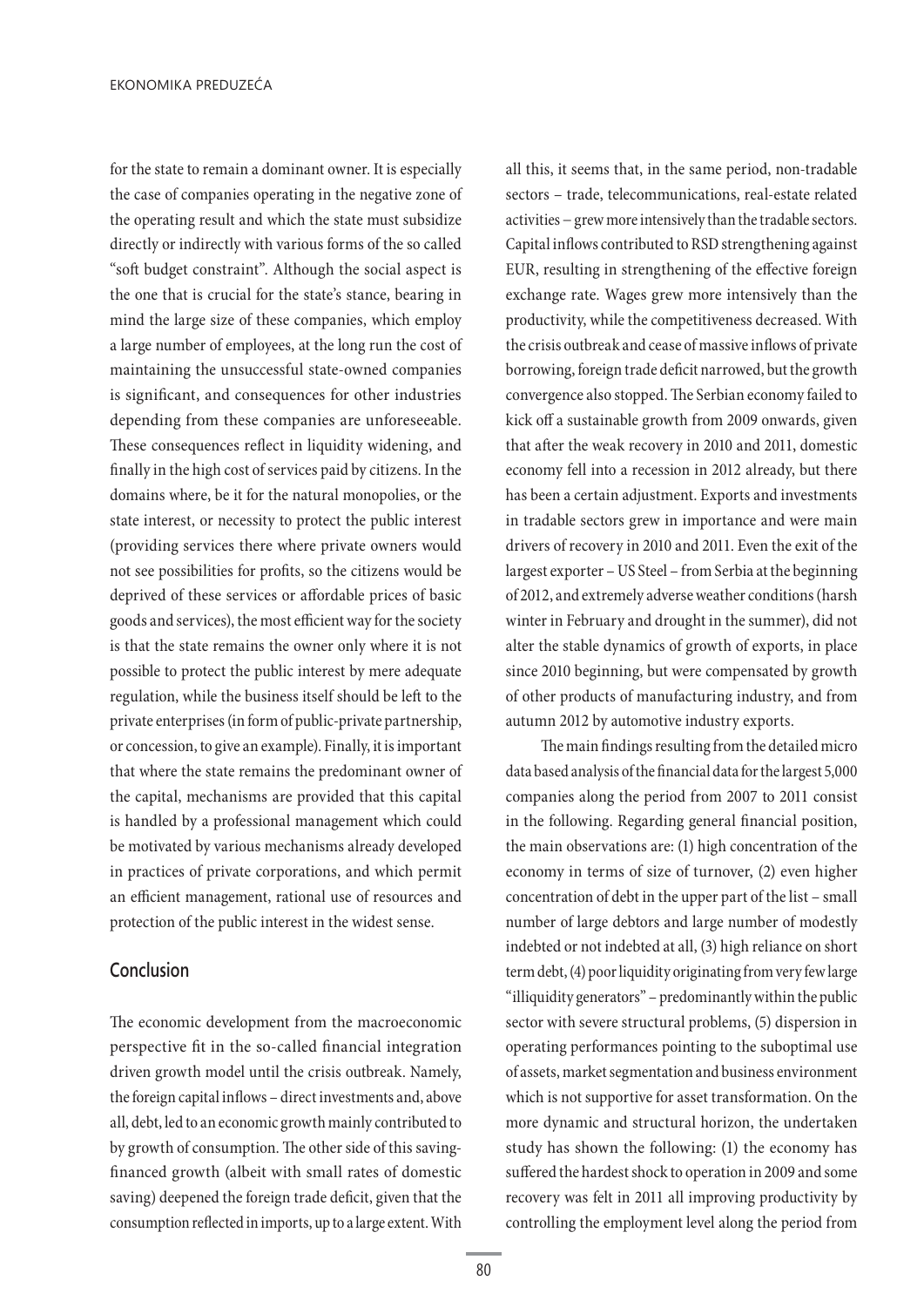for the state to remain a dominant owner. It is especially the case of companies operating in the negative zone of the operating result and which the state must subsidize directly or indirectly with various forms of the so called "soft budget constraint". Although the social aspect is the one that is crucial for the state's stance, bearing in mind the large size of these companies, which employ a large number of employees, at the long run the cost of maintaining the unsuccessful state-owned companies is significant, and consequences for other industries depending from these companies are unforeseeable. These consequences reflect in liquidity widening, and finally in the high cost of services paid by citizens. In the domains where, be it for the natural monopolies, or the state interest, or necessity to protect the public interest (providing services there where private owners would not see possibilities for profits, so the citizens would be deprived of these services or affordable prices of basic goods and services), the most efficient way for the society is that the state remains the owner only where it is not possible to protect the public interest by mere adequate regulation, while the business itself should be left to the private enterprises (in form of public-private partnership, or concession, to give an example). Finally, it is important that where the state remains the predominant owner of the capital, mechanisms are provided that this capital is handled by a professional management which could be motivated by various mechanisms already developed in practices of private corporations, and which permit an efficient management, rational use of resources and protection of the public interest in the widest sense.

## Conclusion

The economic development from the macroeconomic perspective fit in the so-called financial integration driven growth model until the crisis outbreak. Namely, the foreign capital inflows – direct investments and, above all, debt, led to an economic growth mainly contributed to by growth of consumption. The other side of this saving-financed growth (albeit with small rates of domestic saving) deepened the foreign trade deficit, given that the consumption reflected in imports, up to a large extent. With all this, it seems that, in the same period, non-tradable sectors – trade, telecommunications, real-estate related activities – grew more intensively than the tradable sectors. Capital inflows contributed to RSD strengthening against EUR, resulting in strengthening of the effective foreign exchange rate. Wages grew more intensively than the productivity, while the competitiveness decreased. With the crisis outbreak and cease of massive inflows of private borrowing, foreign trade deficit narrowed, but the growth convergence also stopped. The Serbian economy failed to kick off a sustainable growth from 2009 onwards, given that after the weak recovery in 2010 and 2011, domestic economy fell into a recession in 2012 already, but there has been a certain adjustment. Exports and investments in tradable sectors grew in importance and were main drivers of recovery in 2010 and 2011. Even the exit of the largest exporter – US Steel – from Serbia at the beginning of 2012, and extremely adverse weather conditions (harsh winter in February and drought in the summer), did not alter the stable dynamics of growth of exports, in place since 2010 beginning, but were compensated by growth of other products of manufacturing industry, and from autumn 2012 by automotive industry exports.

The main findings resulting from the detailed micro data based analysis of the financial data for the largest 5,000 companies along the period from 2007 to 2011 consist in the following. Regarding general financial position, the main observations are: (1) high concentration of the economy in terms of size of turnover, (2) even higher concentration of debt in the upper part of the list – small number of large debtors and large number of modestly indebted or not indebted at all, (3) high reliance on short term debt, (4) poor liquidity originating from very few large "illiquidity generators" – predominantly within the public sector with severe structural problems, (5) dispersion in operating performances pointing to the suboptimal use of assets, market segmentation and business environment which is not supportive for asset transformation. On the more dynamic and structural horizon, the undertaken study has shown the following: (1) the economy has suffered the hardest shock to operation in 2009 and some recovery was felt in 2011 all improving productivity by controlling the employment level along the period from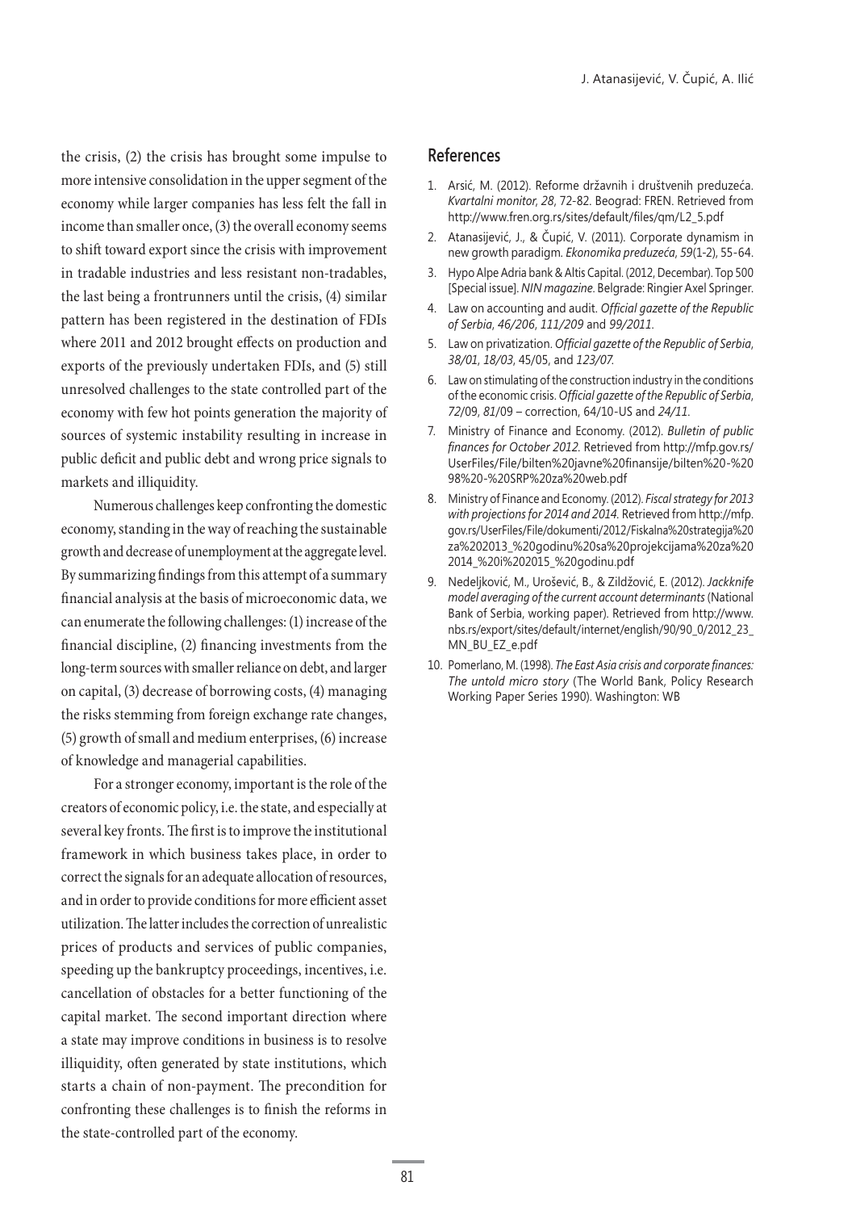the crisis, (2) the crisis has brought some impulse to more intensive consolidation in the upper segment of the economy while larger companies has less felt the fall in income than smaller once, (3) the overall economy seems to shift toward export since the crisis with improvement in tradable industries and less resistant non-tradables, the last being a frontrunners until the crisis, (4) similar pattern has been registered in the destination of FDIs where 2011 and 2012 brought effects on production and exports of the previously undertaken FDIs, and (5) still unresolved challenges to the state controlled part of the economy with few hot points generation the majority of sources of systemic instability resulting in increase in public deficit and public debt and wrong price signals to markets and illiquidity.

Numerous challenges keep confronting the domestic economy, standing in the way of reaching the sustainable growth and decrease of unemployment at the aggregate level. By summarizing findings from this attempt of a summary financial analysis at the basis of microeconomic data, we can enumerate the following challenges: (1) increase of the financial discipline, (2) financing investments from the long-term sources with smaller reliance on debt, and larger on capital, (3) decrease of borrowing costs, (4) managing the risks stemming from foreign exchange rate changes, (5) growth of small and medium enterprises, (6) increase of knowledge and managerial capabilities.

For a stronger economy, important is the role of the creators of economic policy, i.e. the state, and especially at several key fronts. The first is to improve the institutional framework in which business takes place, in order to correct the signals for an adequate allocation of resources, and in order to provide conditions for more efficient asset utilization. The latter includes the correction of unrealistic prices of products and services of public companies, speeding up the bankruptcy proceedings, incentives, i.e. cancellation of obstacles for a better functioning of the capital market. The second important direction where a state may improve conditions in business is to resolve illiquidity, often generated by state institutions, which starts a chain of non-payment. The precondition for confronting these challenges is to finish the reforms in the state-controlled part of the economy.

## References

1. Arsić, M. (2012). Reforme državnih i društvenih preduzeća. *Kvartalni monitor, 28*, 72-82. Beograd: FREN. Retrieved from http://www.fren.org.rs/sites/default/files/qm/L2_5.pdf
2. Atanasijević, J., & Čupić, V. (2011). Corporate dynamism in new growth paradigm. *Ekonomika preduzeća, 59*(1-2), 55-64.
3. Hypo Alpe Adria bank & Altis Capital. (2012, Decembar). Top 500 [Special issue]. *NIN magazine*. Belgrade: Ringier Axel Springer.
4. Law on accounting and audit. *Official gazette of the Republic of Serbia, 46/206, 111/209* and *99/2011*.
5. Law on privatization. *Official gazette of the Republic of Serbia, 38/01, 18/03*, 45/05, and *123/07.*
6. Law on stimulating of the construction industry in the conditions of the economic crisis. *Official gazette of the Republic of Serbia, 72/*09, *81/*09 – correction, 64/10-US and *24/11*.
7. Ministry of Finance and Economy. (2012). *Bulletin of public finances for October 2012.* Retrieved from http://mfp.gov.rs/UserFiles/File/bilten%20javne%20finansije/bilten%20-%2098%20-%20SRP%20za%20web.pdf
8. Ministry of Finance and Economy. (2012). *Fiscal strategy for 2013 with projections for 2014 and 2014.* Retrieved from http://mfp.gov.rs/UserFiles/File/dokumenti/2012/Fiskalna%20strategija%20za%202013_%20godinu%20sa%20projekcijama%20za%202014_%20i%202015_%20godinu.pdf
9. Nedeljković, M., Urošević, B., & Zildžović, E. (2012). *Jackknife model averaging of the current account determinants* (National Bank of Serbia, working paper). Retrieved from http://www.nbs.rs/export/sites/default/internet/english/90/90_0/2012_23_MN_BU_EZ_e.pdf
10. Pomerlano, M. (1998). *The East Asia crisis and corporate finances: The untold micro story* (The World Bank, Policy Research Working Paper Series 1990). Washington: WB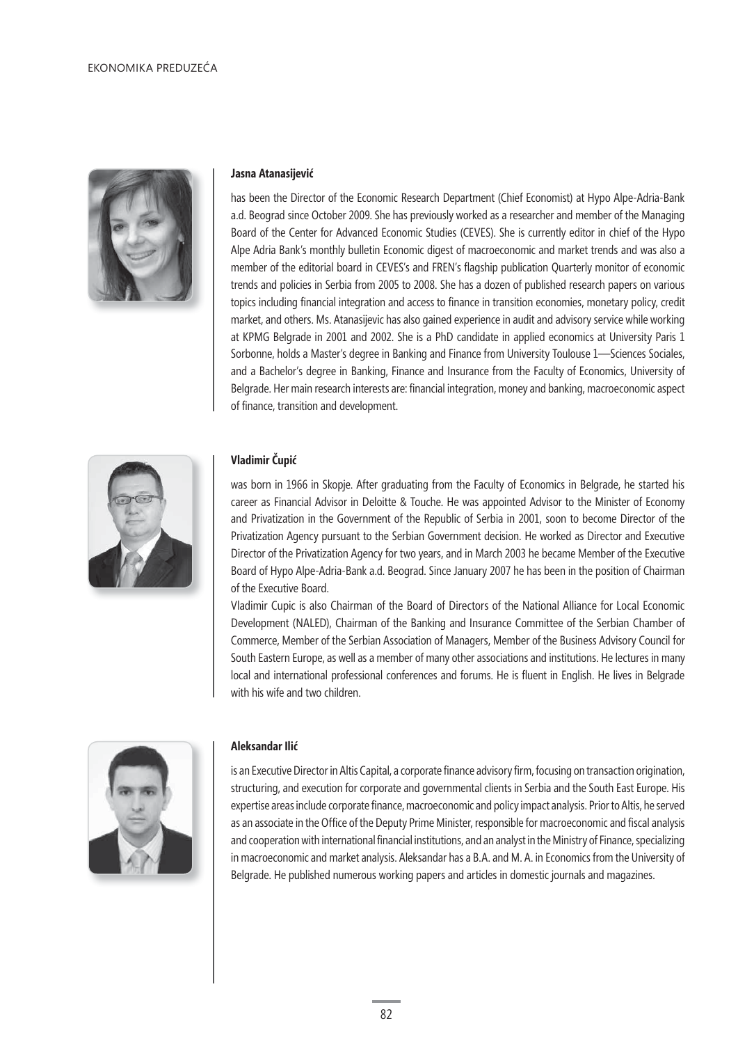**Jasna Atanasijević**

has been the Director of the Economic Research Department (Chief Economist) at Hypo Alpe-Adria-Bank a.d. Beograd since October 2009. She has previously worked as a researcher and member of the Managing Board of the Center for Advanced Economic Studies (CEVES). She is currently editor in chief of the Hypo Alpe Adria Bank's monthly bulletin Economic digest of macroeconomic and market trends and was also a member of the editorial board in CEVES's and FREN's flagship publication Quarterly monitor of economic trends and policies in Serbia from 2005 to 2008. She has a dozen of published research papers on various topics including financial integration and access to finance in transition economies, monetary policy, credit market, and others. Ms. Atanasijevic has also gained experience in audit and advisory service while working at KPMG Belgrade in 2001 and 2002. She is a PhD candidate in applied economics at University Paris 1 Sorbonne, holds a Master's degree in Banking and Finance from University Toulouse 1—Sciences Sociales, and a Bachelor's degree in Banking, Finance and Insurance from the Faculty of Economics, University of Belgrade. Her main research interests are: financial integration, money and banking, macroeconomic aspect of finance, transition and development.

**Vladimir Čupić**

was born in 1966 in Skopje. After graduating from the Faculty of Economics in Belgrade, he started his career as Financial Advisor in Deloitte & Touche. He was appointed Advisor to the Minister of Economy and Privatization in the Government of the Republic of Serbia in 2001, soon to become Director of the Privatization Agency pursuant to the Serbian Government decision. He worked as Director and Executive Director of the Privatization Agency for two years, and in March 2003 he became Member of the Executive Board of Hypo Alpe-Adria-Bank a.d. Beograd. Since January 2007 he has been in the position of Chairman of the Executive Board.

Vladimir Cupic is also Chairman of the Board of Directors of the National Alliance for Local Economic Development (NALED), Chairman of the Banking and Insurance Committee of the Serbian Chamber of Commerce, Member of the Serbian Association of Managers, Member of the Business Advisory Council for South Eastern Europe, as well as a member of many other associations and institutions. He lectures in many local and international professional conferences and forums. He is fluent in English. He lives in Belgrade with his wife and two children.

**Aleksandar Ilić**

is an Executive Director in Altis Capital, a corporate finance advisory firm, focusing on transaction origination, structuring, and execution for corporate and governmental clients in Serbia and the South East Europe. His expertise areas include corporate finance, macroeconomic and policy impact analysis. Prior to Altis, he served as an associate in the Office of the Deputy Prime Minister, responsible for macroeconomic and fiscal analysis and cooperation with international financial institutions, and an analyst in the Ministry of Finance, specializing in macroeconomic and market analysis. Aleksandar has a B.A. and M. A. in Economics from the University of Belgrade. He published numerous working papers and articles in domestic journals and magazines.